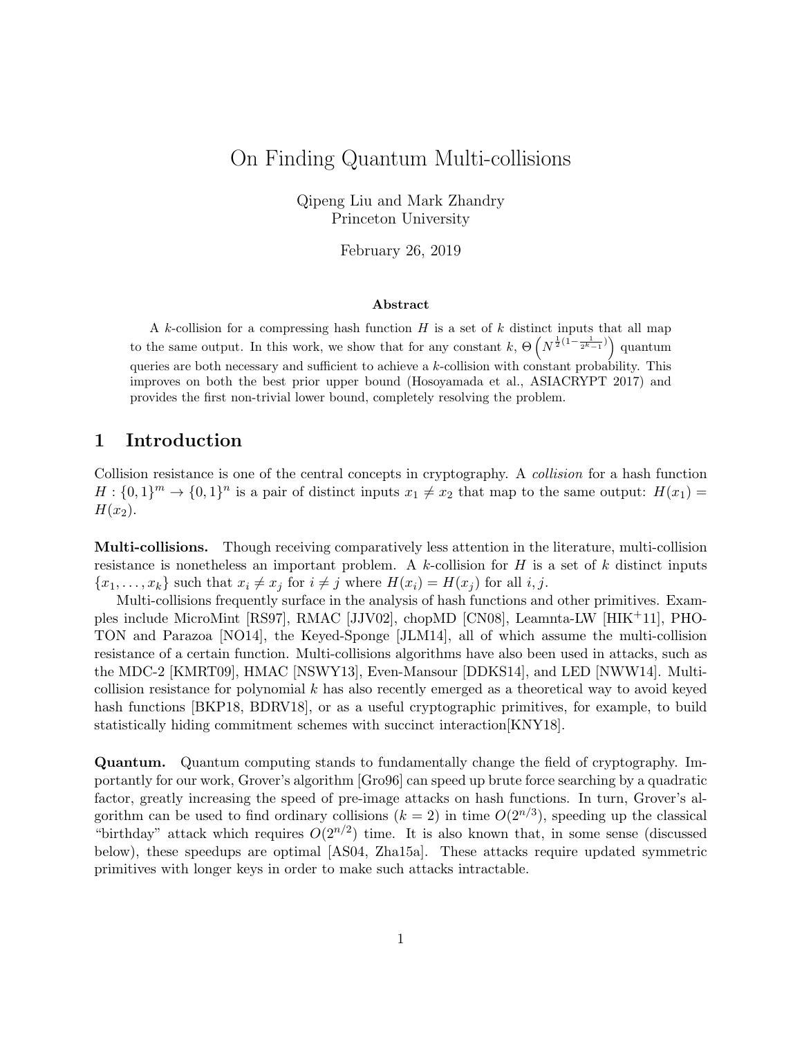# On Finding Quantum Multi-collisions

Qipeng Liu and Mark Zhandry
Princeton University

February 26, 2019

### Abstract

A $k$-collision for a compressing hash function $H$ is a set of $k$ distinct inputs that all map to the same output. In this work, we show that for any constant $k$, $\Theta\left(N^{\frac{1}{2}(1-\frac{1}{2^k-1})}\right)$ quantum queries are both necessary and sufficient to achieve a $k$-collision with constant probability. This improves on both the best prior upper bound (Hosoyamada et al., ASIACRYPT 2017) and provides the first non-trivial lower bound, completely resolving the problem.

## 1 Introduction

Collision resistance is one of the central concepts in cryptography. A *collision* for a hash function $H : \{0,1\}^m \to \{0,1\}^n$ is a pair of distinct inputs $x_1 \neq x_2$ that map to the same output: $H(x_1) = H(x_2)$.

**Multi-collisions.** Though receiving comparatively less attention in the literature, multi-collision resistance is nonetheless an important problem. A $k$-collision for $H$ is a set of $k$ distinct inputs $\{x_1, \ldots, x_k\}$ such that $x_i \neq x_j$ for $i \neq j$ where $H(x_i) = H(x_j)$ for all $i, j$.

Multi-collisions frequently surface in the analysis of hash functions and other primitives. Examples include MicroMint [RS97], RMAC [JJV02], chopMD [CN08], Leamnta-LW [HIK+11], PHOTON and Parazoa [NO14], the Keyed-Sponge [JLM14], all of which assume the multi-collision resistance of a certain function. Multi-collisions algorithms have also been used in attacks, such as the MDC-2 [KMRT09], HMAC [NSWY13], Even-Mansour [DDKS14], and LED [NWW14]. Multi-collision resistance for polynomial $k$ has also recently emerged as a theoretical way to avoid keyed hash functions [BKP18, BDRV18], or as a useful cryptographic primitives, for example, to build statistically hiding commitment schemes with succinct interaction[KNY18].

**Quantum.** Quantum computing stands to fundamentally change the field of cryptography. Importantly for our work, Grover's algorithm [Gro96] can speed up brute force searching by a quadratic factor, greatly increasing the speed of pre-image attacks on hash functions. In turn, Grover's algorithm can be used to find ordinary collisions ($k = 2$) in time $O(2^{n/3})$, speeding up the classical "birthday" attack which requires $O(2^{n/2})$ time. It is also known that, in some sense (discussed below), these speedups are optimal [AS04, Zha15a]. These attacks require updated symmetric primitives with longer keys in order to make such attacks intractable.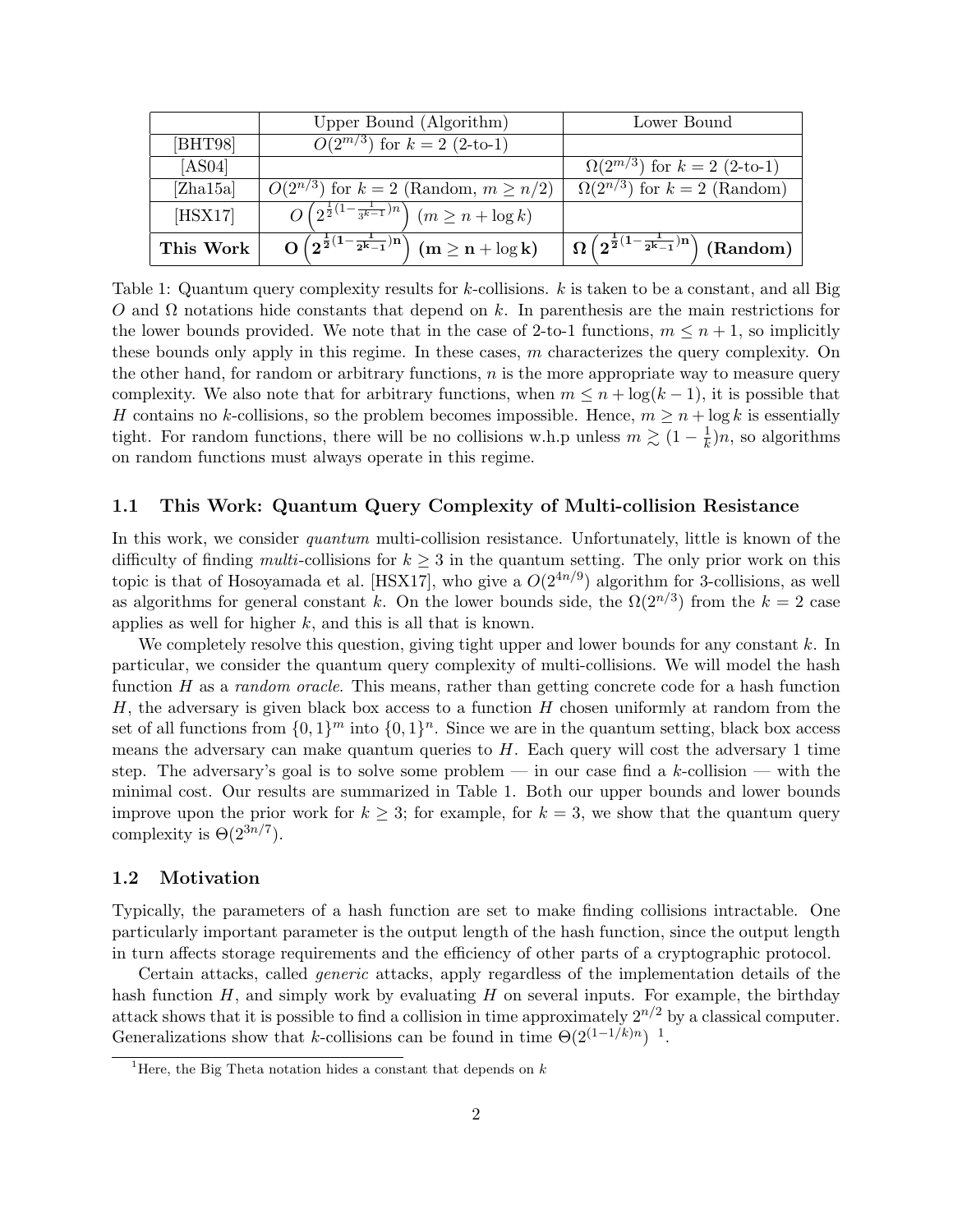|  | Upper Bound (Algorithm) | Lower Bound |
|---|---|---|
| [BHT98] | $O(2^{m/3})$ for $k=2$ (2-to-1) |  |
| [AS04] |  | $\Omega(2^{m/3})$ for $k=2$ (2-to-1) |
| [Zha15a] | $O(2^{n/3})$ for $k=2$ (Random, $m \geq n/2$) | $\Omega(2^{n/3})$ for $k=2$ (Random) |
| [HSX17] | $O\left(2^{\frac{1}{2}(1-\frac{1}{3^{k-1}})n}\right)$ $(m \geq n + \log k)$ |  |
| **This Work** | $\mathbf{O}\left(\mathbf{2^{\frac{1}{2}(1-\frac{1}{2^{k}-1})n}}\right)$ $\mathbf{(m \geq n + \log k)}$ | $\mathbf{\Omega}\left(\mathbf{2^{\frac{1}{2}(1-\frac{1}{2^{k}-1})n}}\right)$ **(Random)** |

Table 1: Quantum query complexity results for $k$-collisions. $k$ is taken to be a constant, and all Big $O$ and $\Omega$ notations hide constants that depend on $k$. In parenthesis are the main restrictions for the lower bounds provided. We note that in the case of 2-to-1 functions, $m \leq n+1$, so implicitly these bounds only apply in this regime. In these cases, $m$ characterizes the query complexity. On the other hand, for random or arbitrary functions, $n$ is the more appropriate way to measure query complexity. We also note that for arbitrary functions, when $m \leq n + \log(k-1)$, it is possible that $H$ contains no $k$-collisions, so the problem becomes impossible. Hence, $m \geq n + \log k$ is essentially tight. For random functions, there will be no collisions w.h.p unless $m \gtrsim (1 - \frac{1}{k})n$, so algorithms on random functions must always operate in this regime.

### 1.1 This Work: Quantum Query Complexity of Multi-collision Resistance

In this work, we consider *quantum* multi-collision resistance. Unfortunately, little is known of the difficulty of finding *multi*-collisions for $k \geq 3$ in the quantum setting. The only prior work on this topic is that of Hosoyamada et al. [HSX17], who give a $O(2^{4n/9})$ algorithm for 3-collisions, as well as algorithms for general constant $k$. On the lower bounds side, the $\Omega(2^{n/3})$ from the $k=2$ case applies as well for higher $k$, and this is all that is known.

We completely resolve this question, giving tight upper and lower bounds for any constant $k$. In particular, we consider the quantum query complexity of multi-collisions. We will model the hash function $H$ as a *random oracle*. This means, rather than getting concrete code for a hash function $H$, the adversary is given black box access to a function $H$ chosen uniformly at random from the set of all functions from $\{0,1\}^m$ into $\{0,1\}^n$. Since we are in the quantum setting, black box access means the adversary can make quantum queries to $H$. Each query will cost the adversary 1 time step. The adversary's goal is to solve some problem — in our case find a $k$-collision — with the minimal cost. Our results are summarized in Table 1. Both our upper bounds and lower bounds improve upon the prior work for $k \geq 3$; for example, for $k=3$, we show that the quantum query complexity is $\Theta(2^{3n/7})$.

### 1.2 Motivation

Typically, the parameters of a hash function are set to make finding collisions intractable. One particularly important parameter is the output length of the hash function, since the output length in turn affects storage requirements and the efficiency of other parts of a cryptographic protocol.

Certain attacks, called *generic* attacks, apply regardless of the implementation details of the hash function $H$, and simply work by evaluating $H$ on several inputs. For example, the birthday attack shows that it is possible to find a collision in time approximately $2^{n/2}$ by a classical computer. Generalizations show that $k$-collisions can be found in time $\Theta(2^{(1-1/k)n})$ [1].

[1] Here, the Big Theta notation hides a constant that depends on $k$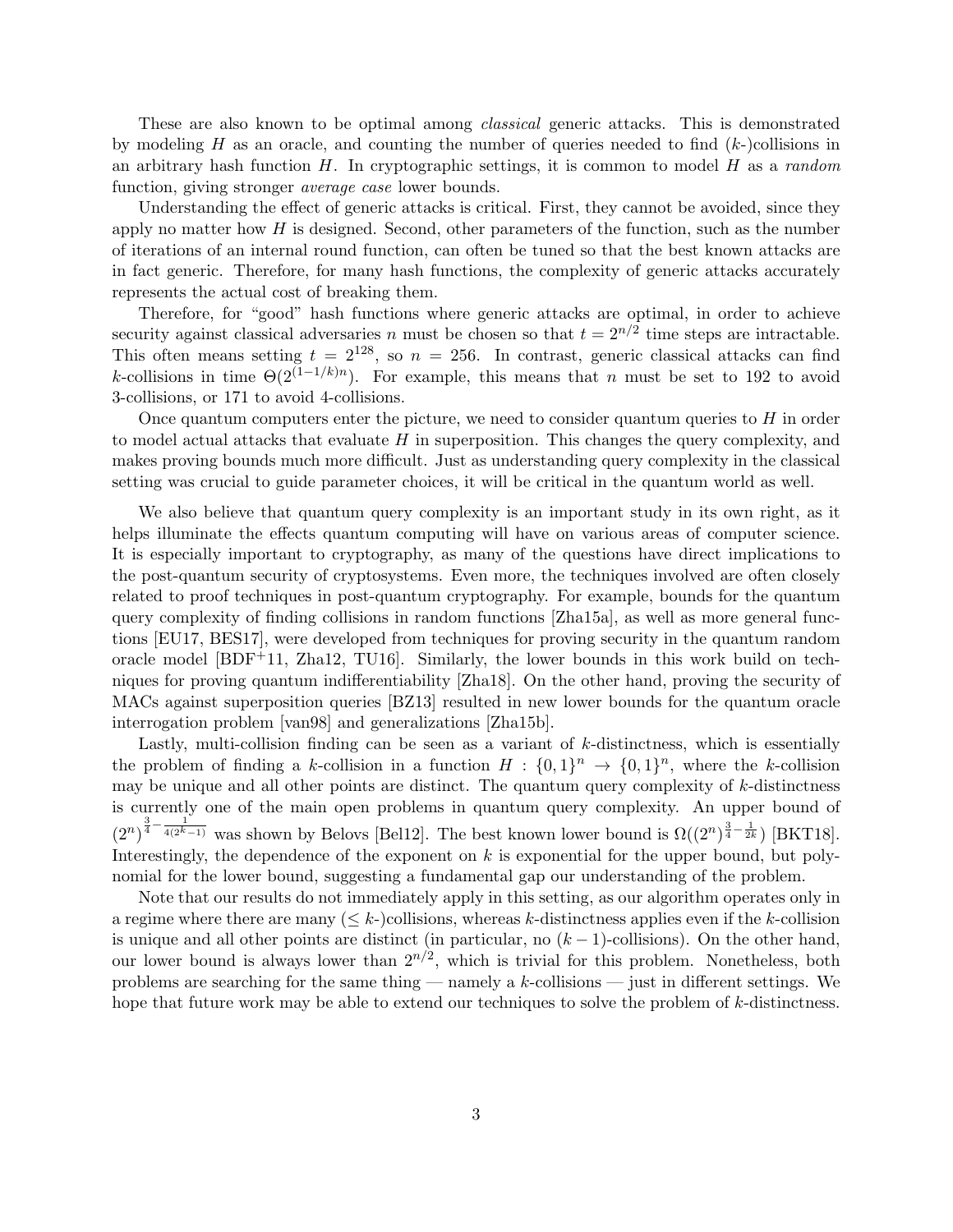These are also known to be optimal among *classical* generic attacks. This is demonstrated by modeling $H$ as an oracle, and counting the number of queries needed to find ($k$-)collisions in an arbitrary hash function $H$. In cryptographic settings, it is common to model $H$ as a *random* function, giving stronger *average case* lower bounds.

Understanding the effect of generic attacks is critical. First, they cannot be avoided, since they apply no matter how $H$ is designed. Second, other parameters of the function, such as the number of iterations of an internal round function, can often be tuned so that the best known attacks are in fact generic. Therefore, for many hash functions, the complexity of generic attacks accurately represents the actual cost of breaking them.

Therefore, for "good" hash functions where generic attacks are optimal, in order to achieve security against classical adversaries $n$ must be chosen so that $t = 2^{n/2}$ time steps are intractable. This often means setting $t = 2^{128}$, so $n = 256$. In contrast, generic classical attacks can find $k$-collisions in time $\Theta(2^{(1-1/k)n})$. For example, this means that $n$ must be set to 192 to avoid 3-collisions, or 171 to avoid 4-collisions.

Once quantum computers enter the picture, we need to consider quantum queries to $H$ in order to model actual attacks that evaluate $H$ in superposition. This changes the query complexity, and makes proving bounds much more difficult. Just as understanding query complexity in the classical setting was crucial to guide parameter choices, it will be critical in the quantum world as well.

We also believe that quantum query complexity is an important study in its own right, as it helps illuminate the effects quantum computing will have on various areas of computer science. It is especially important to cryptography, as many of the questions have direct implications to the post-quantum security of cryptosystems. Even more, the techniques involved are often closely related to proof techniques in post-quantum cryptography. For example, bounds for the quantum query complexity of finding collisions in random functions [Zha15a], as well as more general functions [EU17, BES17], were developed from techniques for proving security in the quantum random oracle model [BDF+11, Zha12, TU16]. Similarly, the lower bounds in this work build on techniques for proving quantum indifferentiability [Zha18]. On the other hand, proving the security of MACs against superposition queries [BZ13] resulted in new lower bounds for the quantum oracle interrogation problem [van98] and generalizations [Zha15b].

Lastly, multi-collision finding can be seen as a variant of $k$-distinctness, which is essentially the problem of finding a $k$-collision in a function $H : \{0,1\}^n \to \{0,1\}^n$, where the $k$-collision may be unique and all other points are distinct. The quantum query complexity of $k$-distinctness is currently one of the main open problems in quantum query complexity. An upper bound of $(2^n)^{\frac{3}{4} - \frac{1}{4(2^k-1)}}$ was shown by Belovs [Bel12]. The best known lower bound is $\Omega((2^n)^{\frac{3}{4} - \frac{1}{2k}})$ [BKT18]. Interestingly, the dependence of the exponent on $k$ is exponential for the upper bound, but polynomial for the lower bound, suggesting a fundamental gap our understanding of the problem.

Note that our results do not immediately apply in this setting, as our algorithm operates only in a regime where there are many ($\leq k$-)collisions, whereas $k$-distinctness applies even if the $k$-collision is unique and all other points are distinct (in particular, no $(k-1)$-collisions). On the other hand, our lower bound is always lower than $2^{n/2}$, which is trivial for this problem. Nonetheless, both problems are searching for the same thing — namely a $k$-collisions — just in different settings. We hope that future work may be able to extend our techniques to solve the problem of $k$-distinctness.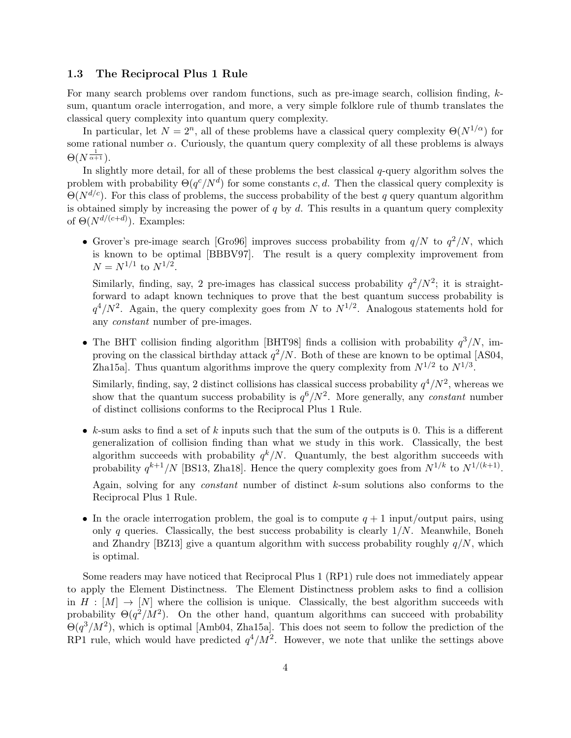### 1.3 The Reciprocal Plus 1 Rule

For many search problems over random functions, such as pre-image search, collision finding, $k$-sum, quantum oracle interrogation, and more, a very simple folklore rule of thumb translates the classical query complexity into quantum query complexity.

In particular, let $N = 2^n$, all of these problems have a classical query complexity $\Theta(N^{1/\alpha})$ for some rational number $\alpha$. Curiously, the quantum query complexity of all these problems is always $\Theta(N^{\frac{1}{\alpha+1}})$.

In slightly more detail, for all of these problems the best classical $q$-query algorithm solves the problem with probability $\Theta(q^c/N^d)$ for some constants $c, d$. Then the classical query complexity is $\Theta(N^{d/c})$. For this class of problems, the success probability of the best $q$ query quantum algorithm is obtained simply by increasing the power of $q$ by $d$. This results in a quantum query complexity of $\Theta(N^{d/(c+d)})$. Examples:

- Grover's pre-image search [Gro96] improves success probability from $q/N$ to $q^2/N$, which is known to be optimal [BBBV97]. The result is a query complexity improvement from $N = N^{1/1}$ to $N^{1/2}$.

  Similarly, finding, say, 2 pre-images has classical success probability $q^2/N^2$; it is straightforward to adapt known techniques to prove that the best quantum success probability is $q^4/N^2$. Again, the query complexity goes from $N$ to $N^{1/2}$. Analogous statements hold for any *constant* number of pre-images.

- The BHT collision finding algorithm [BHT98] finds a collision with probability $q^3/N$, improving on the classical birthday attack $q^2/N$. Both of these are known to be optimal [AS04, Zha15a]. Thus quantum algorithms improve the query complexity from $N^{1/2}$ to $N^{1/3}$.

  Similarly, finding, say, 2 distinct collisions has classical success probability $q^4/N^2$, whereas we show that the quantum success probability is $q^6/N^2$. More generally, any *constant* number of distinct collisions conforms to the Reciprocal Plus 1 Rule.

- $k$-sum asks to find a set of $k$ inputs such that the sum of the outputs is 0. This is a different generalization of collision finding than what we study in this work. Classically, the best algorithm succeeds with probability $q^k/N$. Quantumly, the best algorithm succeeds with probability $q^{k+1}/N$ [BS13, Zha18]. Hence the query complexity goes from $N^{1/k}$ to $N^{1/(k+1)}$.

  Again, solving for any *constant* number of distinct $k$-sum solutions also conforms to the Reciprocal Plus 1 Rule.

- In the oracle interrogation problem, the goal is to compute $q + 1$ input/output pairs, using only $q$ queries. Classically, the best success probability is clearly $1/N$. Meanwhile, Boneh and Zhandry [BZ13] give a quantum algorithm with success probability roughly $q/N$, which is optimal.

Some readers may have noticed that Reciprocal Plus 1 (RP1) rule does not immediately appear to apply the Element Distinctness. The Element Distinctness problem asks to find a collision in $H : [M] \to [N]$ where the collision is unique. Classically, the best algorithm succeeds with probability $\Theta(q^2/M^2)$. On the other hand, quantum algorithms can succeed with probability $\Theta(q^3/M^2)$, which is optimal [Amb04, Zha15a]. This does not seem to follow the prediction of the RP1 rule, which would have predicted $q^4/M^2$. However, we note that unlike the settings above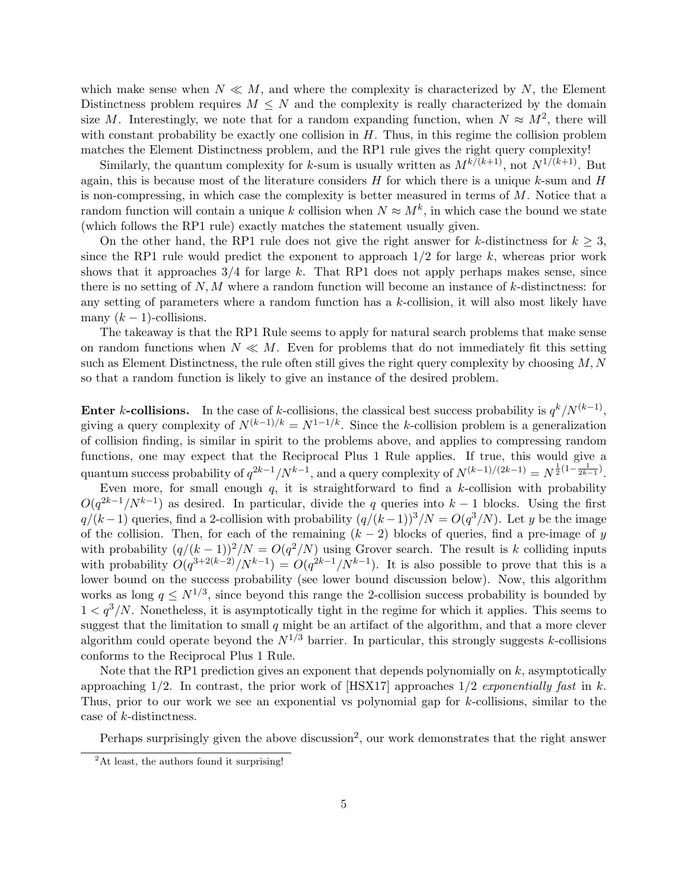which make sense when $N \ll M$, and where the complexity is characterized by $N$, the Element Distinctness problem requires $M \leq N$ and the complexity is really characterized by the domain size $M$. Interestingly, we note that for a random expanding function, when $N \approx M^2$, there will with constant probability be exactly one collision in $H$. Thus, in this regime the collision problem matches the Element Distinctness problem, and the RP1 rule gives the right query complexity!

Similarly, the quantum complexity for $k$-sum is usually written as $M^{k/(k+1)}$, not $N^{1/(k+1)}$. But again, this is because most of the literature considers $H$ for which there is a unique $k$-sum and $H$ is non-compressing, in which case the complexity is better measured in terms of $M$. Notice that a random function will contain a unique $k$ collision when $N \approx M^k$, in which case the bound we state (which follows the RP1 rule) exactly matches the statement usually given.

On the other hand, the RP1 rule does not give the right answer for $k$-distinctness for $k \geq 3$, since the RP1 rule would predict the exponent to approach $1/2$ for large $k$, whereas prior work shows that it approaches $3/4$ for large $k$. That RP1 does not apply perhaps makes sense, since there is no setting of $N, M$ where a random function will become an instance of $k$-distinctness: for any setting of parameters where a random function has a $k$-collision, it will also most likely have many $(k-1)$-collisions.

The takeaway is that the RP1 Rule seems to apply for natural search problems that make sense on random functions when $N \ll M$. Even for problems that do not immediately fit this setting such as Element Distinctness, the rule often still gives the right query complexity by choosing $M, N$ so that a random function is likely to give an instance of the desired problem.

**Enter $k$-collisions.** In the case of $k$-collisions, the classical best success probability is $q^k/N^{(k-1)}$, giving a query complexity of $N^{(k-1)/k} = N^{1-1/k}$. Since the $k$-collision problem is a generalization of collision finding, is similar in spirit to the problems above, and applies to compressing random functions, one may expect that the Reciprocal Plus 1 Rule applies. If true, this would give a quantum success probability of $q^{2k-1}/N^{k-1}$, and a query complexity of $N^{(k-1)/(2k-1)} = N^{\frac{1}{2}(1-\frac{1}{2k-1})}$.

Even more, for small enough $q$, it is straightforward to find a $k$-collision with probability $O(q^{2k-1}/N^{k-1})$ as desired. In particular, divide the $q$ queries into $k-1$ blocks. Using the first $q/(k-1)$ queries, find a 2-collision with probability $(q/(k-1))^3/N = O(q^3/N)$. Let $y$ be the image of the collision. Then, for each of the remaining $(k-2)$ blocks of queries, find a pre-image of $y$ with probability $(q/(k-1))^2/N = O(q^2/N)$ using Grover search. The result is $k$ colliding inputs with probability $O(q^{3+2(k-2)}/N^{k-1}) = O(q^{2k-1}/N^{k-1})$. It is also possible to prove that this is a lower bound on the success probability (see lower bound discussion below). Now, this algorithm works as long $q \leq N^{1/3}$, since beyond this range the 2-collision success probability is bounded by $1 < q^3/N$. Nonetheless, it is asymptotically tight in the regime for which it applies. This seems to suggest that the limitation to small $q$ might be an artifact of the algorithm, and that a more clever algorithm could operate beyond the $N^{1/3}$ barrier. In particular, this strongly suggests $k$-collisions conforms to the Reciprocal Plus 1 Rule.

Note that the RP1 prediction gives an exponent that depends polynomially on $k$, asymptotically approaching $1/2$. In contrast, the prior work of [HSX17] approaches $1/2$ *exponentially fast* in $k$. Thus, prior to our work we see an exponential vs polynomial gap for $k$-collisions, similar to the case of $k$-distinctness.

Perhaps surprisingly given the above discussion[2], our work demonstrates that the right answer

[2]At least, the authors found it surprising!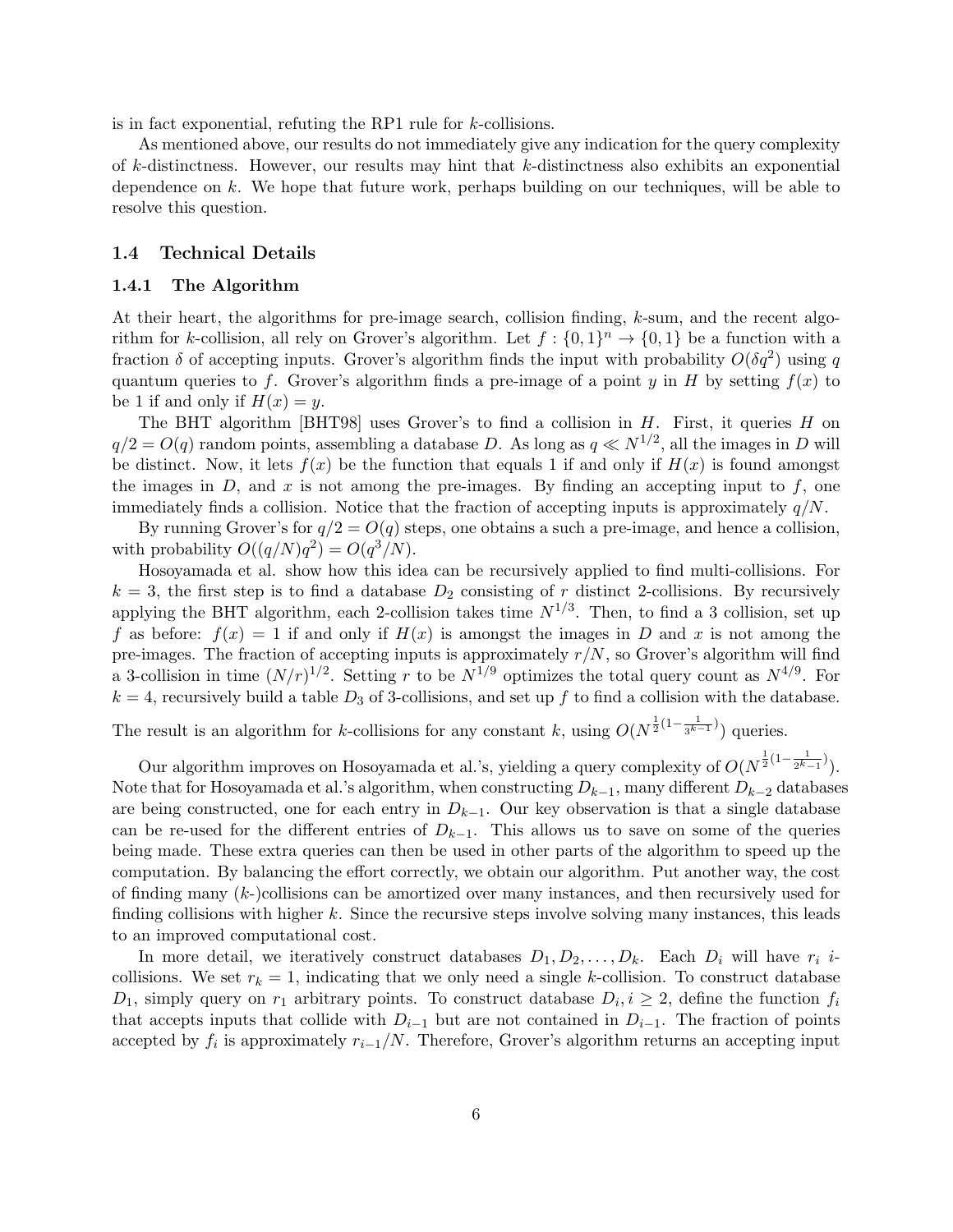is in fact exponential, refuting the RP1 rule for $k$-collisions.

As mentioned above, our results do not immediately give any indication for the query complexity of $k$-distinctness. However, our results may hint that $k$-distinctness also exhibits an exponential dependence on $k$. We hope that future work, perhaps building on our techniques, will be able to resolve this question.

## 1.4 Technical Details

### 1.4.1 The Algorithm

At their heart, the algorithms for pre-image search, collision finding, $k$-sum, and the recent algorithm for $k$-collision, all rely on Grover's algorithm. Let $f : \{0,1\}^n \to \{0,1\}$ be a function with a fraction $\delta$ of accepting inputs. Grover's algorithm finds the input with probability $O(\delta q^2)$ using $q$ quantum queries to $f$. Grover's algorithm finds a pre-image of a point $y$ in $H$ by setting $f(x)$ to be 1 if and only if $H(x) = y$.

The BHT algorithm [BHT98] uses Grover's to find a collision in $H$. First, it queries $H$ on $q/2 = O(q)$ random points, assembling a database $D$. As long as $q \ll N^{1/2}$, all the images in $D$ will be distinct. Now, it lets $f(x)$ be the function that equals 1 if and only if $H(x)$ is found amongst the images in $D$, and $x$ is not among the pre-images. By finding an accepting input to $f$, one immediately finds a collision. Notice that the fraction of accepting inputs is approximately $q/N$.

By running Grover's for $q/2 = O(q)$ steps, one obtains a such a pre-image, and hence a collision, with probability $O((q/N)q^2) = O(q^3/N)$.

Hosoyamada et al. show how this idea can be recursively applied to find multi-collisions. For $k = 3$, the first step is to find a database $D_2$ consisting of $r$ distinct 2-collisions. By recursively applying the BHT algorithm, each 2-collision takes time $N^{1/3}$. Then, to find a 3 collision, set up $f$ as before: $f(x) = 1$ if and only if $H(x)$ is amongst the images in $D$ and $x$ is not among the pre-images. The fraction of accepting inputs is approximately $r/N$, so Grover's algorithm will find a 3-collision in time $(N/r)^{1/2}$. Setting $r$ to be $N^{1/9}$ optimizes the total query count as $N^{4/9}$. For $k = 4$, recursively build a table $D_3$ of 3-collisions, and set up $f$ to find a collision with the database. The result is an algorithm for $k$-collisions for any constant $k$, using $O(N^{\frac{1}{2}(1-\frac{1}{3^{k-1}})})$ queries.

Our algorithm improves on Hosoyamada et al.'s, yielding a query complexity of $O(N^{\frac{1}{2}(1-\frac{1}{2^k-1})})$. Note that for Hosoyamada et al.'s algorithm, when constructing $D_{k-1}$, many different $D_{k-2}$ databases are being constructed, one for each entry in $D_{k-1}$. Our key observation is that a single database can be re-used for the different entries of $D_{k-1}$. This allows us to save on some of the queries being made. These extra queries can then be used in other parts of the algorithm to speed up the computation. By balancing the effort correctly, we obtain our algorithm. Put another way, the cost of finding many ($k$-)collisions can be amortized over many instances, and then recursively used for finding collisions with higher $k$. Since the recursive steps involve solving many instances, this leads to an improved computational cost.

In more detail, we iteratively construct databases $D_1, D_2, \ldots, D_k$. Each $D_i$ will have $r_i$ $i$-collisions. We set $r_k = 1$, indicating that we only need a single $k$-collision. To construct database $D_1$, simply query on $r_1$ arbitrary points. To construct database $D_i, i \geq 2$, define the function $f_i$ that accepts inputs that collide with $D_{i-1}$ but are not contained in $D_{i-1}$. The fraction of points accepted by $f_i$ is approximately $r_{i-1}/N$. Therefore, Grover's algorithm returns an accepting input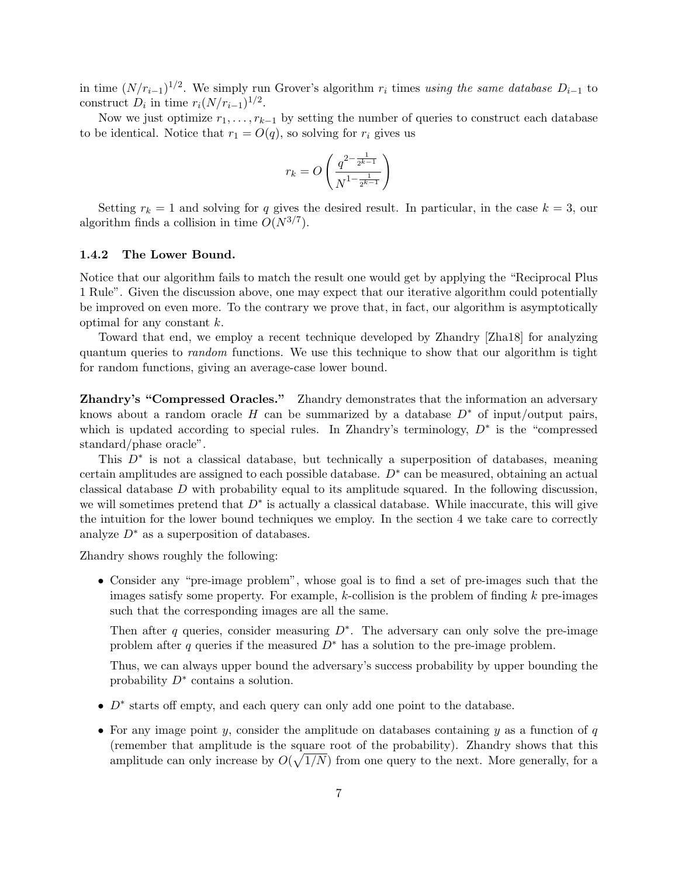in time $(N/r_{i-1})^{1/2}$. We simply run Grover's algorithm $r_i$ times *using the same database $D_{i-1}$* to construct $D_i$ in time $r_i(N/r_{i-1})^{1/2}$.

Now we just optimize $r_1, \ldots, r_{k-1}$ by setting the number of queries to construct each database to be identical. Notice that $r_1 = O(q)$, so solving for $r_i$ gives us

$$r_k = O\left(\frac{q^{2-\frac{1}{2^{k-1}}}}{N^{1-\frac{1}{2^{k-1}}}}\right)$$

Setting $r_k = 1$ and solving for $q$ gives the desired result. In particular, in the case $k = 3$, our algorithm finds a collision in time $O(N^{3/7})$.

### 1.4.2 The Lower Bound.

Notice that our algorithm fails to match the result one would get by applying the "Reciprocal Plus 1 Rule". Given the discussion above, one may expect that our iterative algorithm could potentially be improved on even more. To the contrary we prove that, in fact, our algorithm is asymptotically optimal for any constant $k$.

Toward that end, we employ a recent technique developed by Zhandry [Zha18] for analyzing quantum queries to *random* functions. We use this technique to show that our algorithm is tight for random functions, giving an average-case lower bound.

**Zhandry's "Compressed Oracles."** Zhandry demonstrates that the information an adversary knows about a random oracle $H$ can be summarized by a database $D^*$ of input/output pairs, which is updated according to special rules. In Zhandry's terminology, $D^*$ is the "compressed standard/phase oracle".

This $D^*$ is not a classical database, but technically a superposition of databases, meaning certain amplitudes are assigned to each possible database. $D^*$ can be measured, obtaining an actual classical database $D$ with probability equal to its amplitude squared. In the following discussion, we will sometimes pretend that $D^*$ is actually a classical database. While inaccurate, this will give the intuition for the lower bound techniques we employ. In the section 4 we take care to correctly analyze $D^*$ as a superposition of databases.

Zhandry shows roughly the following:

- Consider any "pre-image problem", whose goal is to find a set of pre-images such that the images satisfy some property. For example, $k$-collision is the problem of finding $k$ pre-images such that the corresponding images are all the same.

  Then after $q$ queries, consider measuring $D^*$. The adversary can only solve the pre-image problem after $q$ queries if the measured $D^*$ has a solution to the pre-image problem.

  Thus, we can always upper bound the adversary's success probability by upper bounding the probability $D^*$ contains a solution.

- $D^*$ starts off empty, and each query can only add one point to the database.

- For any image point $y$, consider the amplitude on databases containing $y$ as a function of $q$ (remember that amplitude is the square root of the probability). Zhandry shows that this amplitude can only increase by $O(\sqrt{1/N})$ from one query to the next. More generally, for a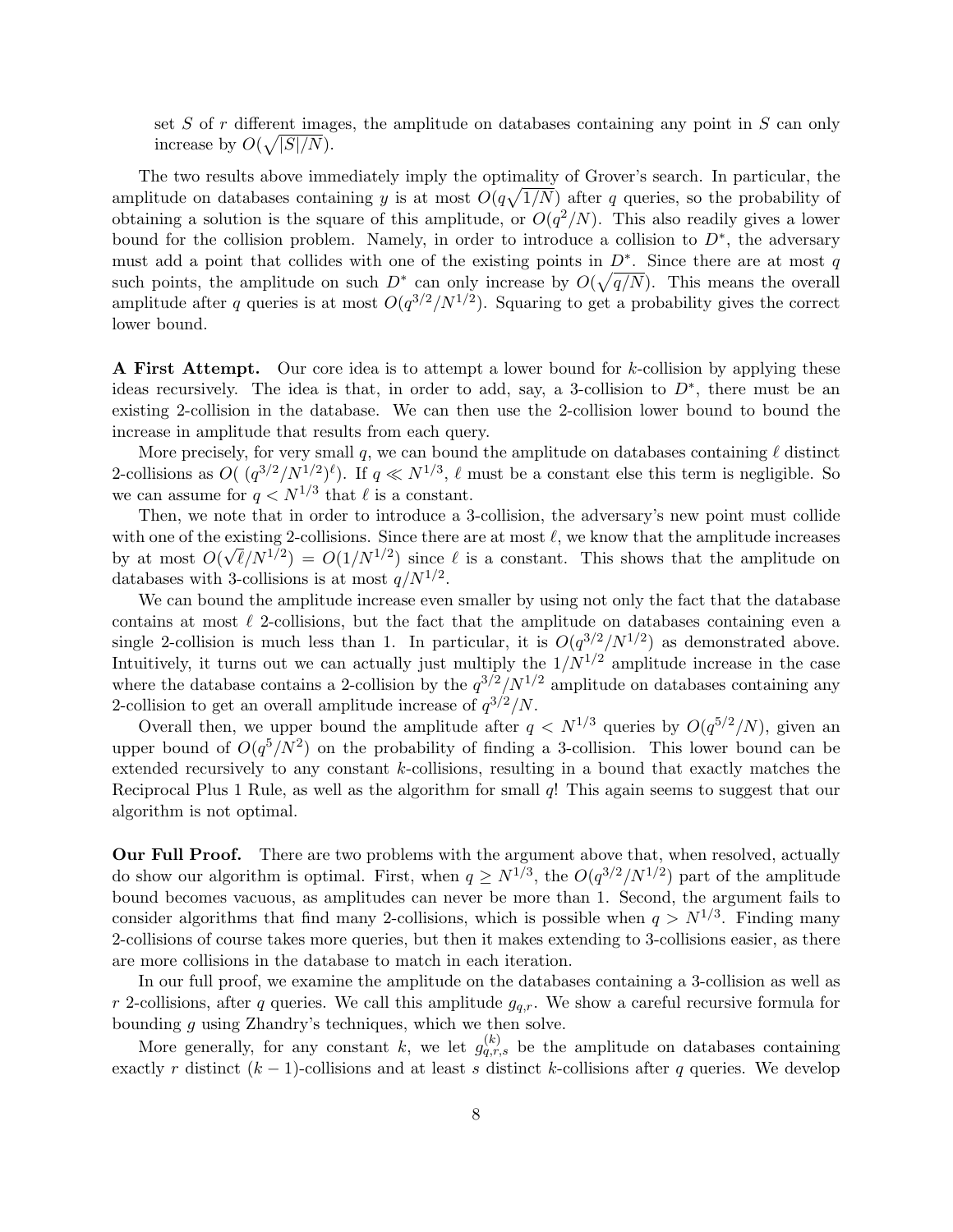set $S$ of $r$ different images, the amplitude on databases containing any point in $S$ can only increase by $O(\sqrt{|S|/N})$.

The two results above immediately imply the optimality of Grover's search. In particular, the amplitude on databases containing $y$ is at most $O(q\sqrt{1/N})$ after $q$ queries, so the probability of obtaining a solution is the square of this amplitude, or $O(q^2/N)$. This also readily gives a lower bound for the collision problem. Namely, in order to introduce a collision to $D^*$, the adversary must add a point that collides with one of the existing points in $D^*$. Since there are at most $q$ such points, the amplitude on such $D^*$ can only increase by $O(\sqrt{q/N})$. This means the overall amplitude after $q$ queries is at most $O(q^{3/2}/N^{1/2})$. Squaring to get a probability gives the correct lower bound.

**A First Attempt.** Our core idea is to attempt a lower bound for $k$-collision by applying these ideas recursively. The idea is that, in order to add, say, a 3-collision to $D^*$, there must be an existing 2-collision in the database. We can then use the 2-collision lower bound to bound the increase in amplitude that results from each query.

More precisely, for very small $q$, we can bound the amplitude on databases containing $\ell$ distinct 2-collisions as $O(\,(q^{3/2}/N^{1/2})^{\ell})$. If $q \ll N^{1/3}$, $\ell$ must be a constant else this term is negligible. So we can assume for $q < N^{1/3}$ that $\ell$ is a constant.

Then, we note that in order to introduce a 3-collision, the adversary's new point must collide with one of the existing 2-collisions. Since there are at most $\ell$, we know that the amplitude increases by at most $O(\sqrt{\ell}/N^{1/2}) = O(1/N^{1/2})$ since $\ell$ is a constant. This shows that the amplitude on databases with 3-collisions is at most $q/N^{1/2}$.

We can bound the amplitude increase even smaller by using not only the fact that the database contains at most $\ell$ 2-collisions, but the fact that the amplitude on databases containing even a single 2-collision is much less than 1. In particular, it is $O(q^{3/2}/N^{1/2})$ as demonstrated above. Intuitively, it turns out we can actually just multiply the $1/N^{1/2}$ amplitude increase in the case where the database contains a 2-collision by the $q^{3/2}/N^{1/2}$ amplitude on databases containing any 2-collision to get an overall amplitude increase of $q^{3/2}/N$.

Overall then, we upper bound the amplitude after $q < N^{1/3}$ queries by $O(q^{5/2}/N)$, given an upper bound of $O(q^5/N^2)$ on the probability of finding a 3-collision. This lower bound can be extended recursively to any constant $k$-collisions, resulting in a bound that exactly matches the Reciprocal Plus 1 Rule, as well as the algorithm for small $q$! This again seems to suggest that our algorithm is not optimal.

**Our Full Proof.** There are two problems with the argument above that, when resolved, actually do show our algorithm is optimal. First, when $q \geq N^{1/3}$, the $O(q^{3/2}/N^{1/2})$ part of the amplitude bound becomes vacuous, as amplitudes can never be more than 1. Second, the argument fails to consider algorithms that find many 2-collisions, which is possible when $q > N^{1/3}$. Finding many 2-collisions of course takes more queries, but then it makes extending to 3-collisions easier, as there are more collisions in the database to match in each iteration.

In our full proof, we examine the amplitude on the databases containing a 3-collision as well as $r$ 2-collisions, after $q$ queries. We call this amplitude $g_{q,r}$. We show a careful recursive formula for bounding $g$ using Zhandry's techniques, which we then solve.

More generally, for any constant $k$, we let $g^{(k)}_{q,r,s}$ be the amplitude on databases containing exactly $r$ distinct $(k-1)$-collisions and at least $s$ distinct $k$-collisions after $q$ queries. We develop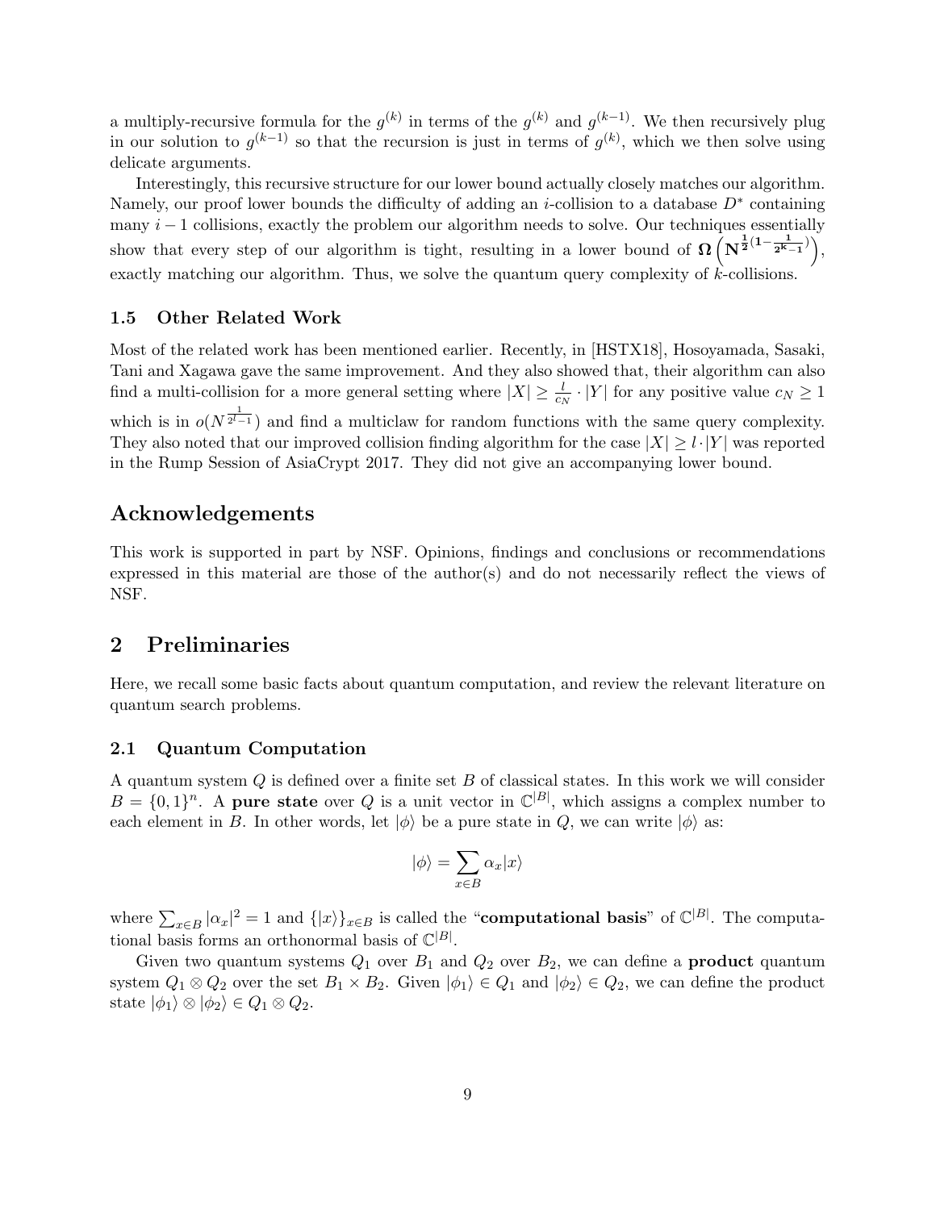a multiply-recursive formula for the $g^{(k)}$ in terms of the $g^{(k)}$ and $g^{(k-1)}$. We then recursively plug in our solution to $g^{(k-1)}$ so that the recursion is just in terms of $g^{(k)}$, which we then solve using delicate arguments.

Interestingly, this recursive structure for our lower bound actually closely matches our algorithm. Namely, our proof lower bounds the difficulty of adding an $i$-collision to a database $D^*$ containing many $i-1$ collisions, exactly the problem our algorithm needs to solve. Our techniques essentially show that every step of our algorithm is tight, resulting in a lower bound of $\mathbf{\Omega}\left(\mathbf{N}^{\frac{1}{2}(1-\frac{1}{2^{k}-1})}\right)$, exactly matching our algorithm. Thus, we solve the quantum query complexity of $k$-collisions.

### 1.5 Other Related Work

Most of the related work has been mentioned earlier. Recently, in [HSTX18], Hosoyamada, Sasaki, Tani and Xagawa gave the same improvement. And they also showed that, their algorithm can also find a multi-collision for a more general setting where $|X| \geq \frac{l}{c_N} \cdot |Y|$ for any positive value $c_N \geq 1$ which is in $o(N^{\frac{1}{2^l-1}})$ and find a multiclaw for random functions with the same query complexity. They also noted that our improved collision finding algorithm for the case $|X| \geq l \cdot |Y|$ was reported in the Rump Session of AsiaCrypt 2017. They did not give an accompanying lower bound.

## Acknowledgements

This work is supported in part by NSF. Opinions, findings and conclusions or recommendations expressed in this material are those of the author(s) and do not necessarily reflect the views of NSF.

## 2 Preliminaries

Here, we recall some basic facts about quantum computation, and review the relevant literature on quantum search problems.

### 2.1 Quantum Computation

A quantum system $Q$ is defined over a finite set $B$ of classical states. In this work we will consider $B = \{0,1\}^n$. A **pure state** over $Q$ is a unit vector in $\mathbb{C}^{|B|}$, which assigns a complex number to each element in $B$. In other words, let $|\phi\rangle$ be a pure state in $Q$, we can write $|\phi\rangle$ as:

$$|\phi\rangle = \sum_{x \in B} \alpha_x |x\rangle$$

where $\sum_{x \in B} |\alpha_x|^2 = 1$ and $\{|x\rangle\}_{x \in B}$ is called the "**computational basis**" of $\mathbb{C}^{|B|}$. The computational basis forms an orthonormal basis of $\mathbb{C}^{|B|}$.

Given two quantum systems $Q_1$ over $B_1$ and $Q_2$ over $B_2$, we can define a **product** quantum system $Q_1 \otimes Q_2$ over the set $B_1 \times B_2$. Given $|\phi_1\rangle \in Q_1$ and $|\phi_2\rangle \in Q_2$, we can define the product state $|\phi_1\rangle \otimes |\phi_2\rangle \in Q_1 \otimes Q_2$.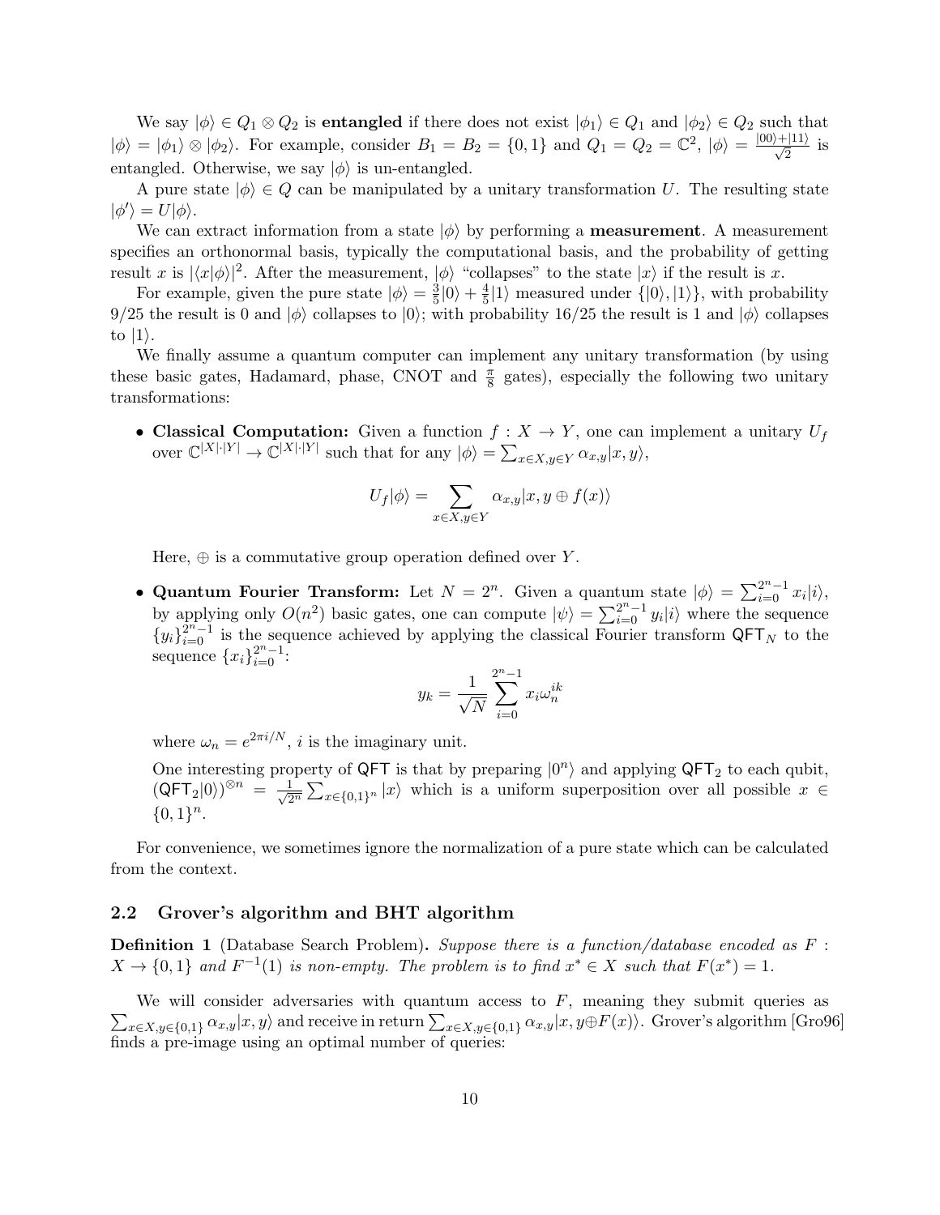We say $|\phi\rangle \in Q_1 \otimes Q_2$ is **entangled** if there does not exist $|\phi_1\rangle \in Q_1$ and $|\phi_2\rangle \in Q_2$ such that $|\phi\rangle = |\phi_1\rangle \otimes |\phi_2\rangle$. For example, consider $B_1 = B_2 = \{0, 1\}$ and $Q_1 = Q_2 = \mathbb{C}^2$, $|\phi\rangle = \frac{|00\rangle+|11\rangle}{\sqrt{2}}$ is entangled. Otherwise, we say $|\phi\rangle$ is un-entangled.

A pure state $|\phi\rangle \in Q$ can be manipulated by a unitary transformation $U$. The resulting state $|\phi'\rangle = U|\phi\rangle$.

We can extract information from a state $|\phi\rangle$ by performing a **measurement**. A measurement specifies an orthonormal basis, typically the computational basis, and the probability of getting result $x$ is $|\langle x|\phi\rangle|^2$. After the measurement, $|\phi\rangle$ "collapses" to the state $|x\rangle$ if the result is $x$.

For example, given the pure state $|\phi\rangle = \frac{3}{5}|0\rangle + \frac{4}{5}|1\rangle$ measured under $\{|0\rangle, |1\rangle\}$, with probability $9/25$ the result is 0 and $|\phi\rangle$ collapses to $|0\rangle$; with probability $16/25$ the result is 1 and $|\phi\rangle$ collapses to $|1\rangle$.

We finally assume a quantum computer can implement any unitary transformation (by using these basic gates, Hadamard, phase, CNOT and $\frac{\pi}{8}$ gates), especially the following two unitary transformations:

- **Classical Computation:** Given a function $f : X \to Y$, one can implement a unitary $U_f$ over $\mathbb{C}^{|X|\cdot|Y|} \to \mathbb{C}^{|X|\cdot|Y|}$ such that for any $|\phi\rangle = \sum_{x\in X, y\in Y} \alpha_{x,y}|x, y\rangle$,

$$U_f|\phi\rangle = \sum_{x\in X, y\in Y} \alpha_{x,y}|x, y \oplus f(x)\rangle$$

  Here, $\oplus$ is a commutative group operation defined over $Y$.

- **Quantum Fourier Transform:** Let $N = 2^n$. Given a quantum state $|\phi\rangle = \sum_{i=0}^{2^n-1} x_i|i\rangle$, by applying only $O(n^2)$ basic gates, one can compute $|\psi\rangle = \sum_{i=0}^{2^n-1} y_i|i\rangle$ where the sequence $\{y_i\}_{i=0}^{2^n-1}$ is the sequence achieved by applying the classical Fourier transform $\mathsf{QFT}_N$ to the sequence $\{x_i\}_{i=0}^{2^n-1}$:

$$y_k = \frac{1}{\sqrt{N}} \sum_{i=0}^{2^n-1} x_i \omega_n^{ik}$$

  where $\omega_n = e^{2\pi i/N}$, $i$ is the imaginary unit.

  One interesting property of $\mathsf{QFT}$ is that by preparing $|0^n\rangle$ and applying $\mathsf{QFT}_2$ to each qubit, $(\mathsf{QFT}_2|0\rangle)^{\otimes n} = \frac{1}{\sqrt{2^n}} \sum_{x\in\{0,1\}^n} |x\rangle$ which is a uniform superposition over all possible $x \in \{0, 1\}^n$.

For convenience, we sometimes ignore the normalization of a pure state which can be calculated from the context.

### 2.2 Grover's algorithm and BHT algorithm

**Definition 1** (Database Search Problem)**.** *Suppose there is a function/database encoded as $F : X \to \{0, 1\}$ and $F^{-1}(1)$ is non-empty. The problem is to find $x^* \in X$ such that $F(x^*) = 1$.*

We will consider adversaries with quantum access to $F$, meaning they submit queries as $\sum_{x\in X, y\in\{0,1\}} \alpha_{x,y}|x, y\rangle$ and receive in return $\sum_{x\in X, y\in\{0,1\}} \alpha_{x,y}|x, y\oplus F(x)\rangle$. Grover's algorithm [Gro96] finds a pre-image using an optimal number of queries: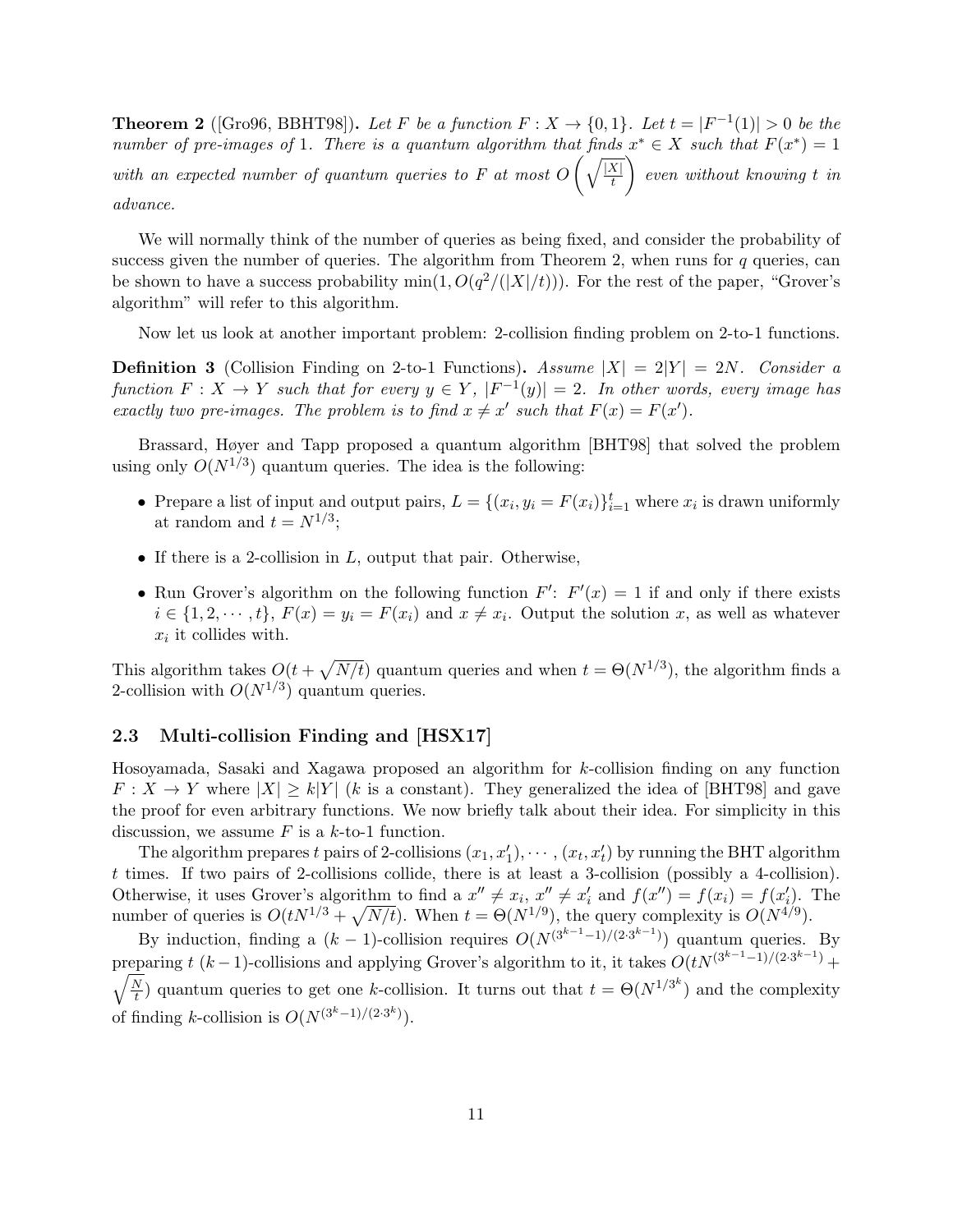**Theorem 2** ([Gro96, BBHT98]). *Let $F$ be a function $F : X \to \{0,1\}$. Let $t = |F^{-1}(1)| > 0$ be the number of pre-images of 1. There is a quantum algorithm that finds $x^* \in X$ such that $F(x^*) = 1$ with an expected number of quantum queries to $F$ at most $O\left(\sqrt{\frac{|X|}{t}}\right)$ even without knowing $t$ in advance.*

We will normally think of the number of queries as being fixed, and consider the probability of success given the number of queries. The algorithm from Theorem 2, when runs for $q$ queries, can be shown to have a success probability $\min(1, O(q^2/(|X|/t)))$. For the rest of the paper, "Grover's algorithm" will refer to this algorithm.

Now let us look at another important problem: 2-collision finding problem on 2-to-1 functions.

**Definition 3** (Collision Finding on 2-to-1 Functions)**.** *Assume $|X| = 2|Y| = 2N$. Consider a function $F : X \to Y$ such that for every $y \in Y$, $|F^{-1}(y)| = 2$. In other words, every image has exactly two pre-images. The problem is to find $x \neq x'$ such that $F(x) = F(x')$.*

Brassard, Høyer and Tapp proposed a quantum algorithm [BHT98] that solved the problem using only $O(N^{1/3})$ quantum queries. The idea is the following:

- Prepare a list of input and output pairs, $L = \{(x_i, y_i = F(x_i)\}_{i=1}^{t}$ where $x_i$ is drawn uniformly at random and $t = N^{1/3}$;
- If there is a 2-collision in $L$, output that pair. Otherwise,
- Run Grover's algorithm on the following function $F'$: $F'(x) = 1$ if and only if there exists $i \in \{1, 2, \cdots, t\}$, $F(x) = y_i = F(x_i)$ and $x \neq x_i$. Output the solution $x$, as well as whatever $x_i$ it collides with.

This algorithm takes $O(t + \sqrt{N/t})$ quantum queries and when $t = \Theta(N^{1/3})$, the algorithm finds a 2-collision with $O(N^{1/3})$ quantum queries.

### 2.3 Multi-collision Finding and [HSX17]

Hosoyamada, Sasaki and Xagawa proposed an algorithm for $k$-collision finding on any function $F : X \to Y$ where $|X| \geq k|Y|$ ($k$ is a constant). They generalized the idea of [BHT98] and gave the proof for even arbitrary functions. We now briefly talk about their idea. For simplicity in this discussion, we assume $F$ is a $k$-to-1 function.

The algorithm prepares $t$ pairs of 2-collisions $(x_1, x_1'), \cdots, (x_t, x_t')$ by running the BHT algorithm $t$ times. If two pairs of 2-collisions collide, there is at least a 3-collision (possibly a 4-collision). Otherwise, it uses Grover's algorithm to find a $x'' \neq x_i$, $x'' \neq x_i'$ and $f(x'') = f(x_i) = f(x_i')$. The number of queries is $O(tN^{1/3} + \sqrt{N/t})$. When $t = \Theta(N^{1/9})$, the query complexity is $O(N^{4/9})$.

By induction, finding a $(k-1)$-collision requires $O(N^{(3^{k-1}-1)/(2\cdot 3^{k-1})})$ quantum queries. By preparing $t$ $(k-1)$-collisions and applying Grover's algorithm to it, it takes $O(tN^{(3^{k-1}-1)/(2\cdot 3^{k-1})} + \sqrt{\frac{N}{t}})$ quantum queries to get one $k$-collision. It turns out that $t = \Theta(N^{1/3^k})$ and the complexity of finding $k$-collision is $O(N^{(3^k-1)/(2\cdot 3^k)})$.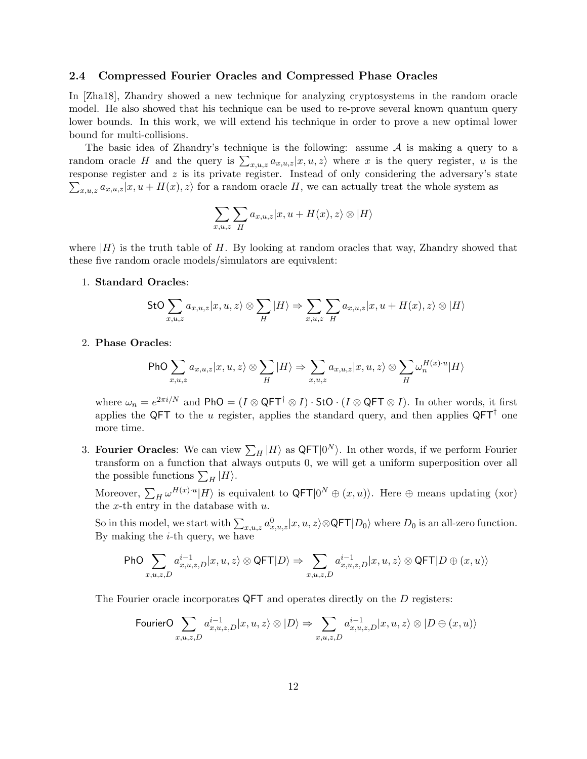### 2.4 Compressed Fourier Oracles and Compressed Phase Oracles

In [Zha18], Zhandry showed a new technique for analyzing cryptosystems in the random oracle model. He also showed that his technique can be used to re-prove several known quantum query lower bounds. In this work, we will extend his technique in order to prove a new optimal lower bound for multi-collisions.

The basic idea of Zhandry's technique is the following: assume $\mathcal{A}$ is making a query to a random oracle $H$ and the query is $\sum_{x,u,z} a_{x,u,z}|x,u,z\rangle$ where $x$ is the query register, $u$ is the response register and $z$ is its private register. Instead of only considering the adversary's state $\sum_{x,u,z} a_{x,u,z}|x,u+H(x),z\rangle$ for a random oracle $H$, we can actually treat the whole system as

$$\sum_{x,u,z}\sum_{H} a_{x,u,z}|x,u+H(x),z\rangle \otimes |H\rangle$$

where $|H\rangle$ is the truth table of $H$. By looking at random oracles that way, Zhandry showed that these five random oracle models/simulators are equivalent:

1. **Standard Oracles**:

$$\mathsf{StO}\sum_{x,u,z} a_{x,u,z}|x,u,z\rangle \otimes \sum_{H}|H\rangle \Rightarrow \sum_{x,u,z}\sum_{H} a_{x,u,z}|x,u+H(x),z\rangle \otimes |H\rangle$$

2. **Phase Oracles**:

$$\mathsf{PhO}\sum_{x,u,z} a_{x,u,z}|x,u,z\rangle \otimes \sum_{H}|H\rangle \Rightarrow \sum_{x,u,z} a_{x,u,z}|x,u,z\rangle \otimes \sum_{H}\omega_n^{H(x)\cdot u}|H\rangle$$

   where $\omega_n = e^{2\pi i/N}$ and $\mathsf{PhO} = (I\otimes \mathsf{QFT}^\dagger \otimes I)\cdot \mathsf{StO}\cdot (I\otimes \mathsf{QFT}\otimes I)$. In other words, it first applies the $\mathsf{QFT}$ to the $u$ register, applies the standard query, and then applies $\mathsf{QFT}^\dagger$ one more time.

3. **Fourier Oracles**: We can view $\sum_H |H\rangle$ as $\mathsf{QFT}|0^N\rangle$. In other words, if we perform Fourier transform on a function that always outputs 0, we will get a uniform superposition over all the possible functions $\sum_H |H\rangle$.

   Moreover, $\sum_H \omega^{H(x)\cdot u}|H\rangle$ is equivalent to $\mathsf{QFT}|0^N \oplus (x,u)\rangle$. Here $\oplus$ means updating (xor) the $x$-th entry in the database with $u$.

   So in this model, we start with $\sum_{x,u,z} a^0_{x,u,z}|x,u,z\rangle\otimes\mathsf{QFT}|D_0\rangle$ where $D_0$ is an all-zero function. By making the $i$-th query, we have

$$\mathsf{PhO}\sum_{x,u,z,D} a^{i-1}_{x,u,z,D}|x,u,z\rangle \otimes \mathsf{QFT}|D\rangle \Rightarrow \sum_{x,u,z,D} a^{i-1}_{x,u,z,D}|x,u,z\rangle \otimes \mathsf{QFT}|D\oplus(x,u)\rangle$$

   The Fourier oracle incorporates $\mathsf{QFT}$ and operates directly on the $D$ registers:

$$\mathsf{FourierO}\sum_{x,u,z,D} a^{i-1}_{x,u,z,D}|x,u,z\rangle \otimes |D\rangle \Rightarrow \sum_{x,u,z,D} a^{i-1}_{x,u,z,D}|x,u,z\rangle \otimes |D\oplus(x,u)\rangle$$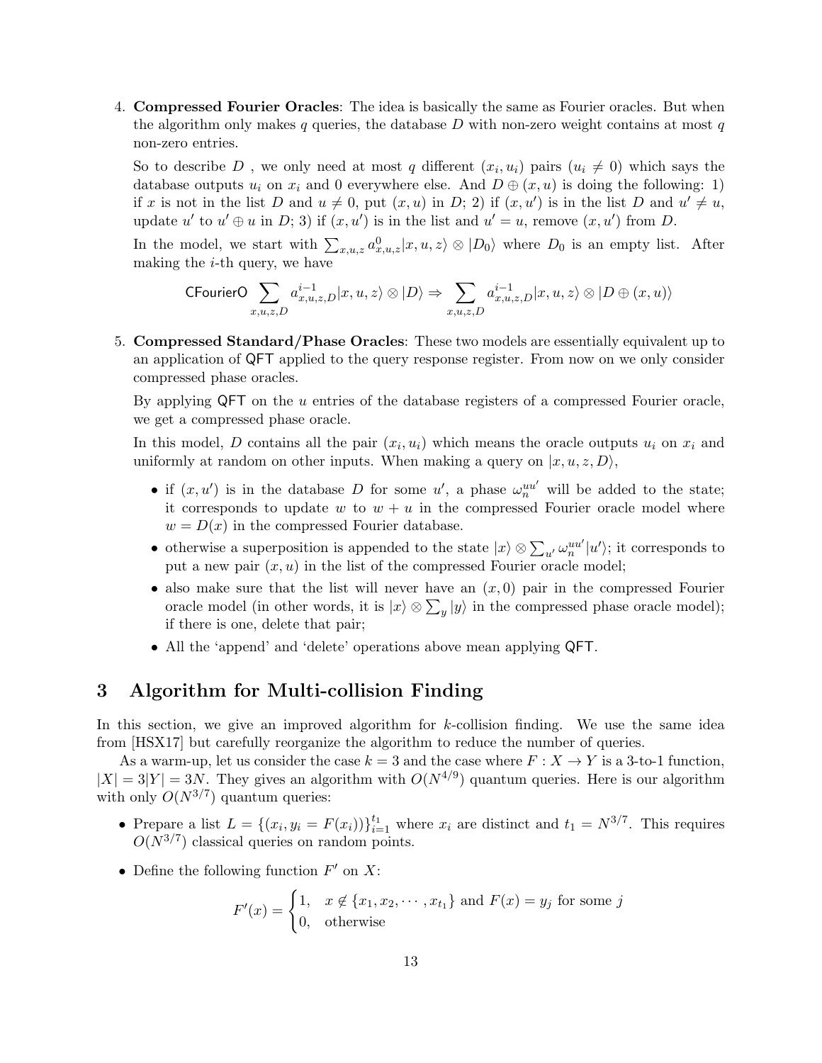4. **Compressed Fourier Oracles**: The idea is basically the same as Fourier oracles. But when the algorithm only makes $q$ queries, the database $D$ with non-zero weight contains at most $q$ non-zero entries.

   So to describe $D$ , we only need at most $q$ different $(x_i, u_i)$ pairs ($u_i \neq 0$) which says the database outputs $u_i$ on $x_i$ and 0 everywhere else. And $D \oplus (x, u)$ is doing the following: 1) if $x$ is not in the list $D$ and $u \neq 0$, put $(x, u)$ in $D$; 2) if $(x, u')$ is in the list $D$ and $u' \neq u$, update $u'$ to $u' \oplus u$ in $D$; 3) if $(x, u')$ is in the list and $u' = u$, remove $(x, u')$ from $D$.

   In the model, we start with $\sum_{x,u,z} a^0_{x,u,z} |x, u, z\rangle \otimes |D_0\rangle$ where $D_0$ is an empty list. After making the $i$-th query, we have

$$\mathsf{CFourierO} \sum_{x,u,z,D} a^{i-1}_{x,u,z,D} |x, u, z\rangle \otimes |D\rangle \Rightarrow \sum_{x,u,z,D} a^{i-1}_{x,u,z,D} |x, u, z\rangle \otimes |D \oplus (x, u)\rangle$$

5. **Compressed Standard/Phase Oracles**: These two models are essentially equivalent up to an application of $\mathsf{QFT}$ applied to the query response register. From now on we only consider compressed phase oracles.

   By applying $\mathsf{QFT}$ on the $u$ entries of the database registers of a compressed Fourier oracle, we get a compressed phase oracle.

   In this model, $D$ contains all the pair $(x_i, u_i)$ which means the oracle outputs $u_i$ on $x_i$ and uniformly at random on other inputs. When making a query on $|x, u, z, D\rangle$,

   - if $(x, u')$ is in the database $D$ for some $u'$, a phase $\omega_n^{uu'}$ will be added to the state; it corresponds to update $w$ to $w + u$ in the compressed Fourier oracle model where $w = D(x)$ in the compressed Fourier database.
   - otherwise a superposition is appended to the state $|x\rangle \otimes \sum_{u'} \omega_n^{uu'} |u'\rangle$; it corresponds to put a new pair $(x, u)$ in the list of the compressed Fourier oracle model;
   - also make sure that the list will never have an $(x, 0)$ pair in the compressed Fourier oracle model (in other words, it is $|x\rangle \otimes \sum_y |y\rangle$ in the compressed phase oracle model); if there is one, delete that pair;
   - All the 'append' and 'delete' operations above mean applying $\mathsf{QFT}$.

# 3 Algorithm for Multi-collision Finding

In this section, we give an improved algorithm for $k$-collision finding. We use the same idea from [HSX17] but carefully reorganize the algorithm to reduce the number of queries.

As a warm-up, let us consider the case $k = 3$ and the case where $F : X \to Y$ is a 3-to-1 function, $|X| = 3|Y| = 3N$. They gives an algorithm with $O(N^{4/9})$ quantum queries. Here is our algorithm with only $O(N^{3/7})$ quantum queries:

- Prepare a list $L = \{(x_i, y_i = F(x_i))\}_{i=1}^{t_1}$ where $x_i$ are distinct and $t_1 = N^{3/7}$. This requires $O(N^{3/7})$ classical queries on random points.
- Define the following function $F'$ on $X$:

$$F'(x) = \begin{cases} 1, & x \notin \{x_1, x_2, \cdots, x_{t_1}\} \text{ and } F(x) = y_j \text{ for some } j \\ 0, & \text{otherwise} \end{cases}$$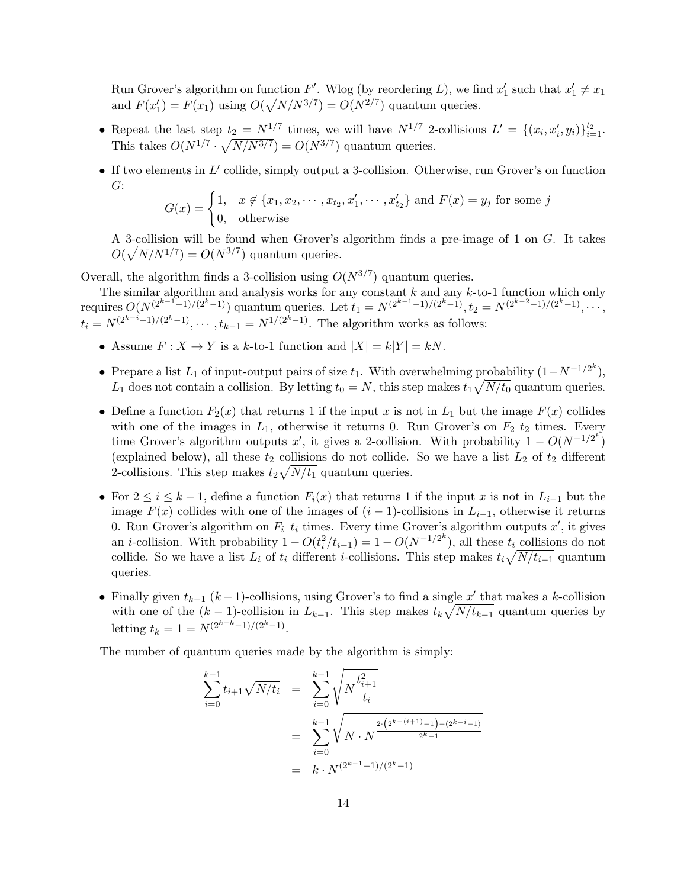Run Grover's algorithm on function $F'$. Wlog (by reordering $L$), we find $x'_1$ such that $x'_1 \neq x_1$ and $F(x'_1) = F(x_1)$ using $O(\sqrt{N/N^{3/7}}) = O(N^{2/7})$ quantum queries.

- Repeat the last step $t_2 = N^{1/7}$ times, we will have $N^{1/7}$ 2-collisions $L' = \{(x_i, x'_i, y_i)\}_{i=1}^{t_2}$. This takes $O(N^{1/7} \cdot \sqrt{N/N^{3/7}}) = O(N^{3/7})$ quantum queries.
- If two elements in $L'$ collide, simply output a 3-collision. Otherwise, run Grover's on function $G$:

$$G(x) = \begin{cases} 1, & x \notin \{x_1, x_2, \cdots, x_{t_2}, x'_1, \cdots, x'_{t_2}\} \text{ and } F(x) = y_j \text{ for some } j \\ 0, & \text{otherwise} \end{cases}$$

  A 3-collision will be found when Grover's algorithm finds a pre-image of 1 on $G$. It takes $O(\sqrt{N/N^{1/7}}) = O(N^{3/7})$ quantum queries.

Overall, the algorithm finds a 3-collision using $O(N^{3/7})$ quantum queries.

The similar algorithm and analysis works for any constant $k$ and any $k$-to-1 function which only requires $O(N^{(2^{k-1}-1)/(2^k-1)})$ quantum queries. Let $t_1 = N^{(2^{k-1}-1)/(2^k-1)}, t_2 = N^{(2^{k-2}-1)/(2^k-1)}, \cdots, t_i = N^{(2^{k-i}-1)/(2^k-1)}, \cdots, t_{k-1} = N^{1/(2^k-1)}$. The algorithm works as follows:

- Assume $F : X \to Y$ is a $k$-to-1 function and $|X| = k|Y| = kN$.
- Prepare a list $L_1$ of input-output pairs of size $t_1$. With overwhelming probability $(1 - N^{-1/2^k})$, $L_1$ does not contain a collision. By letting $t_0 = N$, this step makes $t_1\sqrt{N/t_0}$ quantum queries.
- Define a function $F_2(x)$ that returns 1 if the input $x$ is not in $L_1$ but the image $F(x)$ collides with one of the images in $L_1$, otherwise it returns 0. Run Grover's on $F_2$ $t_2$ times. Every time Grover's algorithm outputs $x'$, it gives a 2-collision. With probability $1 - O(N^{-1/2^k})$ (explained below), all these $t_2$ collisions do not collide. So we have a list $L_2$ of $t_2$ different 2-collisions. This step makes $t_2\sqrt{N/t_1}$ quantum queries.
- For $2 \leq i \leq k-1$, define a function $F_i(x)$ that returns 1 if the input $x$ is not in $L_{i-1}$ but the image $F(x)$ collides with one of the images of $(i-1)$-collisions in $L_{i-1}$, otherwise it returns 0. Run Grover's algorithm on $F_i$ $t_i$ times. Every time Grover's algorithm outputs $x'$, it gives an $i$-collision. With probability $1 - O(t_i^2/t_{i-1}) = 1 - O(N^{-1/2^k})$, all these $t_i$ collisions do not collide. So we have a list $L_i$ of $t_i$ different $i$-collisions. This step makes $t_i\sqrt{N/t_{i-1}}$ quantum queries.
- Finally given $t_{k-1}$ $(k-1)$-collisions, using Grover's to find a single $x'$ that makes a $k$-collision with one of the $(k-1)$-collision in $L_{k-1}$. This step makes $t_k\sqrt{N/t_{k-1}}$ quantum queries by letting $t_k = 1 = N^{(2^{k-k}-1)/(2^k-1)}$.

The number of quantum queries made by the algorithm is simply:

$$\begin{aligned}
\sum_{i=0}^{k-1} t_{i+1}\sqrt{N/t_i} &= \sum_{i=0}^{k-1} \sqrt{N\frac{t_{i+1}^2}{t_i}} \\
&= \sum_{i=0}^{k-1} \sqrt{N \cdot N^{\frac{2\cdot\left(2^{k-(i+1)}-1\right)-(2^{k-i}-1)}{2^k-1}}} \\
&= k \cdot N^{(2^{k-1}-1)/(2^k-1)}
\end{aligned}$$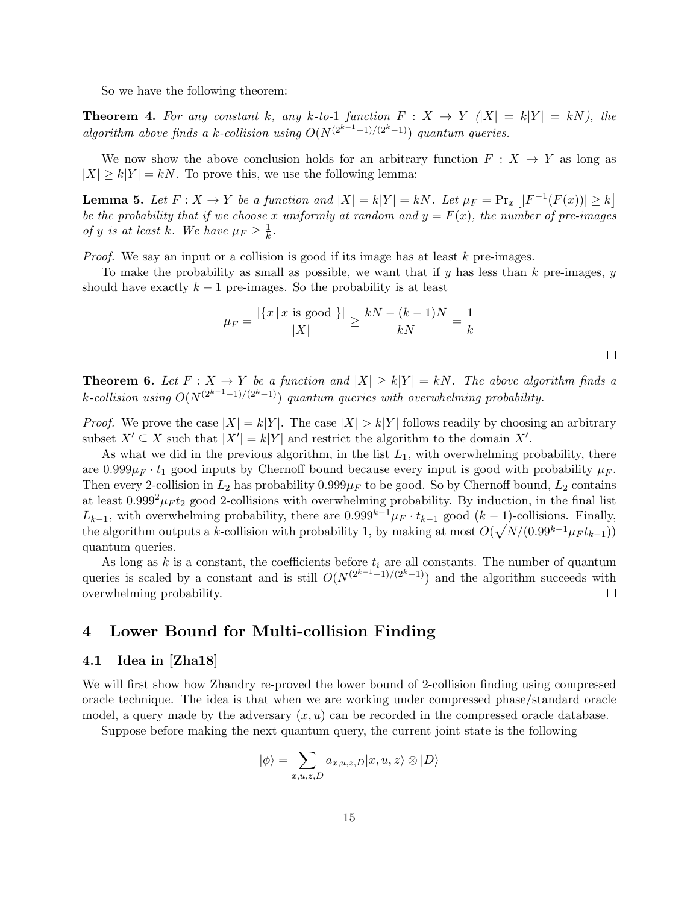So we have the following theorem:

**Theorem 4.** *For any constant $k$, any $k$-to-1 function $F : X \to Y$ ($|X| = k|Y| = kN$), the algorithm above finds a $k$-collision using $O(N^{(2^{k-1}-1)/(2^k-1)})$ quantum queries.*

We now show the above conclusion holds for an arbitrary function $F : X \to Y$ as long as $|X| \geq k|Y| = kN$. To prove this, we use the following lemma:

**Lemma 5.** *Let $F : X \to Y$ be a function and $|X| = k|Y| = kN$. Let $\mu_F = \Pr_x \left[|F^{-1}(F(x))| \geq k\right]$ be the probability that if we choose $x$ uniformly at random and $y = F(x)$, the number of pre-images of $y$ is at least $k$. We have $\mu_F \geq \frac{1}{k}$.*

*Proof.* We say an input or a collision is good if its image has at least $k$ pre-images.

To make the probability as small as possible, we want that if $y$ has less than $k$ pre-images, $y$ should have exactly $k-1$ pre-images. So the probability is at least

$$\mu_F = \frac{|\{x \,|\, x \text{ is good }\}|}{|X|} \geq \frac{kN - (k-1)N}{kN} = \frac{1}{k}$$

□

**Theorem 6.** *Let $F : X \to Y$ be a function and $|X| \geq k|Y| = kN$. The above algorithm finds a $k$-collision using $O(N^{(2^{k-1}-1)/(2^k-1)})$ quantum queries with overwhelming probability.*

*Proof.* We prove the case $|X| = k|Y|$. The case $|X| > k|Y|$ follows readily by choosing an arbitrary subset $X' \subseteq X$ such that $|X'| = k|Y|$ and restrict the algorithm to the domain $X'$.

As what we did in the previous algorithm, in the list $L_1$, with overwhelming probability, there are $0.999\mu_F \cdot t_1$ good inputs by Chernoff bound because every input is good with probability $\mu_F$. Then every 2-collision in $L_2$ has probability $0.999\mu_F$ to be good. So by Chernoff bound, $L_2$ contains at least $0.999^2\mu_F t_2$ good 2-collisions with overwhelming probability. By induction, in the final list $L_{k-1}$, with overwhelming probability, there are $0.999^{k-1}\mu_F \cdot t_{k-1}$ good $(k-1)$-collisions. Finally, the algorithm outputs a $k$-collision with probability 1, by making at most $O(\sqrt{N/(0.99^{k-1}\mu_F t_{k-1})})$ quantum queries.

As long as $k$ is a constant, the coefficients before $t_i$ are all constants. The number of quantum queries is scaled by a constant and is still $O(N^{(2^{k-1}-1)/(2^k-1)})$ and the algorithm succeeds with overwhelming probability. □

# 4 Lower Bound for Multi-collision Finding

## 4.1 Idea in [Zha18]

We will first show how Zhandry re-proved the lower bound of 2-collision finding using compressed oracle technique. The idea is that when we are working under compressed phase/standard oracle model, a query made by the adversary $(x, u)$ can be recorded in the compressed oracle database.

Suppose before making the next quantum query, the current joint state is the following

$$|\phi\rangle = \sum_{x,u,z,D} a_{x,u,z,D}|x, u, z\rangle \otimes |D\rangle$$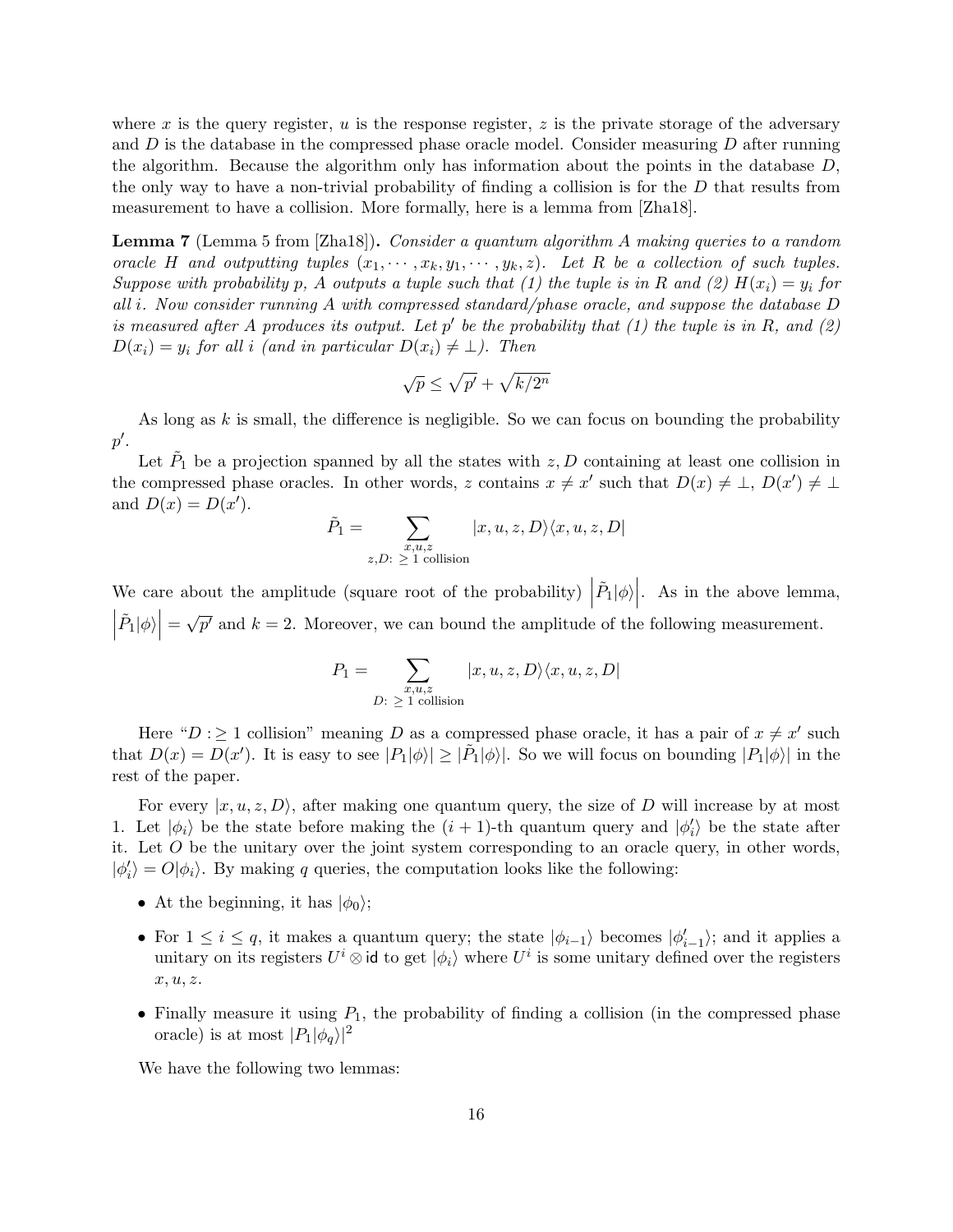where $x$ is the query register, $u$ is the response register, $z$ is the private storage of the adversary and $D$ is the database in the compressed phase oracle model. Consider measuring $D$ after running the algorithm. Because the algorithm only has information about the points in the database $D$, the only way to have a non-trivial probability of finding a collision is for the $D$ that results from measurement to have a collision. More formally, here is a lemma from [Zha18].

**Lemma 7** (Lemma 5 from [Zha18])**.** *Consider a quantum algorithm $A$ making queries to a random oracle $H$ and outputting tuples $(x_1, \cdots, x_k, y_1, \cdots, y_k, z)$. Let $R$ be a collection of such tuples. Suppose with probability $p$, $A$ outputs a tuple such that (1) the tuple is in $R$ and (2) $H(x_i) = y_i$ for all $i$. Now consider running $A$ with compressed standard/phase oracle, and suppose the database $D$ is measured after $A$ produces its output. Let $p'$ be the probability that (1) the tuple is in $R$, and (2) $D(x_i) = y_i$ for all $i$ (and in particular $D(x_i) \neq \perp$). Then*

$$\sqrt{p} \leq \sqrt{p'} + \sqrt{k/2^n}$$

As long as $k$ is small, the difference is negligible. So we can focus on bounding the probability $p'$.

Let $\tilde{P}_1$ be a projection spanned by all the states with $z, D$ containing at least one collision in the compressed phase oracles. In other words, $z$ contains $x \neq x'$ such that $D(x) \neq \perp$, $D(x') \neq \perp$ and $D(x) = D(x')$.

$$\tilde{P}_1 = \sum_{\substack{x,u,z \\ z,D:\ \geq 1 \text{ collision}}} |x, u, z, D\rangle\langle x, u, z, D|$$

We care about the amplitude (square root of the probability) $\left|\tilde{P}_1|\phi\rangle\right|$. As in the above lemma, $\left|\tilde{P}_1|\phi\rangle\right| = \sqrt{p'}$ and $k = 2$. Moreover, we can bound the amplitude of the following measurement.

$$P_1 = \sum_{\substack{x,u,z \\ D:\ \geq 1 \text{ collision}}} |x, u, z, D\rangle\langle x, u, z, D|$$

Here "$D : \geq 1$ collision" meaning $D$ as a compressed phase oracle, it has a pair of $x \neq x'$ such that $D(x) = D(x')$. It is easy to see $|P_1|\phi\rangle| \geq |\tilde{P}_1|\phi\rangle|$. So we will focus on bounding $|P_1|\phi\rangle|$ in the rest of the paper.

For every $|x, u, z, D\rangle$, after making one quantum query, the size of $D$ will increase by at most 1. Let $|\phi_i\rangle$ be the state before making the $(i+1)$-th quantum query and $|\phi'_i\rangle$ be the state after it. Let $O$ be the unitary over the joint system corresponding to an oracle query, in other words, $|\phi'_i\rangle = O|\phi_i\rangle$. By making $q$ queries, the computation looks like the following:

- At the beginning, it has $|\phi_0\rangle$;
- For $1 \leq i \leq q$, it makes a quantum query; the state $|\phi_{i-1}\rangle$ becomes $|\phi'_{i-1}\rangle$; and it applies a unitary on its registers $U^i \otimes \mathsf{id}$ to get $|\phi_i\rangle$ where $U^i$ is some unitary defined over the registers $x, u, z$.
- Finally measure it using $P_1$, the probability of finding a collision (in the compressed phase oracle) is at most $|P_1|\phi_q\rangle|^2$

We have the following two lemmas: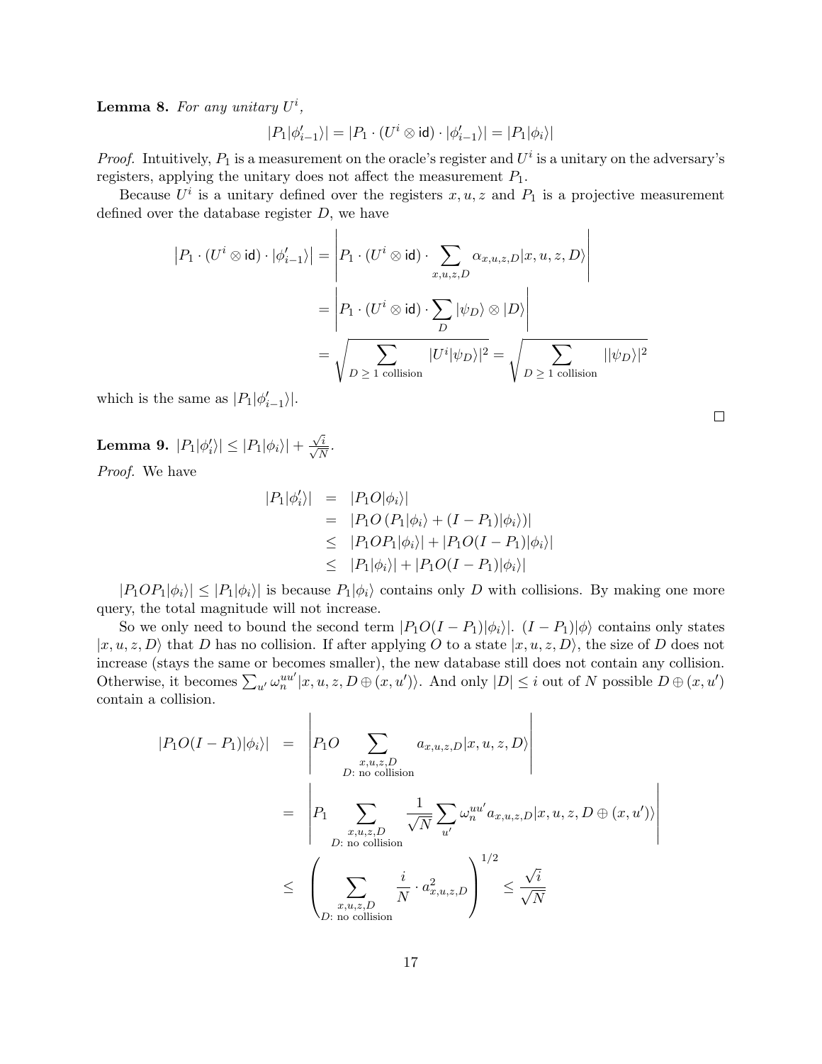**Lemma 8.** *For any unitary $U^i$,*

$$|P_1|\phi'_{i-1}\rangle| = |P_1 \cdot (U^i \otimes \mathsf{id}) \cdot |\phi'_{i-1}\rangle| = |P_1|\phi_i\rangle|$$

*Proof.* Intuitively, $P_1$ is a measurement on the oracle's register and $U^i$ is a unitary on the adversary's registers, applying the unitary does not affect the measurement $P_1$.

Because $U^i$ is a unitary defined over the registers $x, u, z$ and $P_1$ is a projective measurement defined over the database register $D$, we have

$$\begin{aligned}
\left|P_1 \cdot (U^i \otimes \mathsf{id}) \cdot |\phi'_{i-1}\rangle\right| &= \left|P_1 \cdot (U^i \otimes \mathsf{id}) \cdot \sum_{x,u,z,D} \alpha_{x,u,z,D}|x, u, z, D\rangle\right| \\
&= \left|P_1 \cdot (U^i \otimes \mathsf{id}) \cdot \sum_{D} |\psi_D\rangle \otimes |D\rangle\right| \\
&= \sqrt{\sum_{D\,\geq\,1\text{ collision}} |U^i|\psi_D\rangle|^2} = \sqrt{\sum_{D\,\geq\,1\text{ collision}} ||\psi_D\rangle|^2}
\end{aligned}$$

which is the same as $|P_1|\phi'_{i-1}\rangle|$. $\square$

**Lemma 9.** $|P_1|\phi'_i\rangle| \leq |P_1|\phi_i\rangle| + \frac{\sqrt{i}}{\sqrt{N}}$.

*Proof.* We have

$$\begin{aligned}
|P_1|\phi'_i\rangle| &= |P_1 O|\phi_i\rangle| \\
&= |P_1 O\left(P_1|\phi_i\rangle + (I - P_1)|\phi_i\rangle\right)| \\
&\leq |P_1 O P_1|\phi_i\rangle| + |P_1 O(I - P_1)|\phi_i\rangle| \\
&\leq |P_1|\phi_i\rangle| + |P_1 O(I - P_1)|\phi_i\rangle|
\end{aligned}$$

$|P_1 O P_1|\phi_i\rangle| \leq |P_1|\phi_i\rangle|$ is because $P_1|\phi_i\rangle$ contains only $D$ with collisions. By making one more query, the total magnitude will not increase.

So we only need to bound the second term $|P_1 O(I - P_1)|\phi_i\rangle|$. $(I - P_1)|\phi\rangle$ contains only states $|x, u, z, D\rangle$ that $D$ has no collision. If after applying $O$ to a state $|x, u, z, D\rangle$, the size of $D$ does not increase (stays the same or becomes smaller), the new database still does not contain any collision. Otherwise, it becomes $\sum_{u'} \omega_n^{uu'}|x, u, z, D \oplus (x, u')\rangle$. And only $|D| \leq i$ out of $N$ possible $D \oplus (x, u')$ contain a collision.

$$\begin{aligned}
|P_1 O(I - P_1)|\phi_i\rangle| &= \left|P_1 O \sum_{\substack{x,u,z,D \\ D\text{: no collision}}} a_{x,u,z,D}|x, u, z, D\rangle\right| \\
&= \left|P_1 \sum_{\substack{x,u,z,D \\ D\text{: no collision}}} \frac{1}{\sqrt{N}} \sum_{u'} \omega_n^{uu'} a_{x,u,z,D}|x, u, z, D \oplus (x, u')\rangle\right| \\
&\leq \left(\sum_{\substack{x,u,z,D \\ D\text{: no collision}}} \frac{i}{N} \cdot a^2_{x,u,z,D}\right)^{1/2} \leq \frac{\sqrt{i}}{\sqrt{N}}
\end{aligned}$$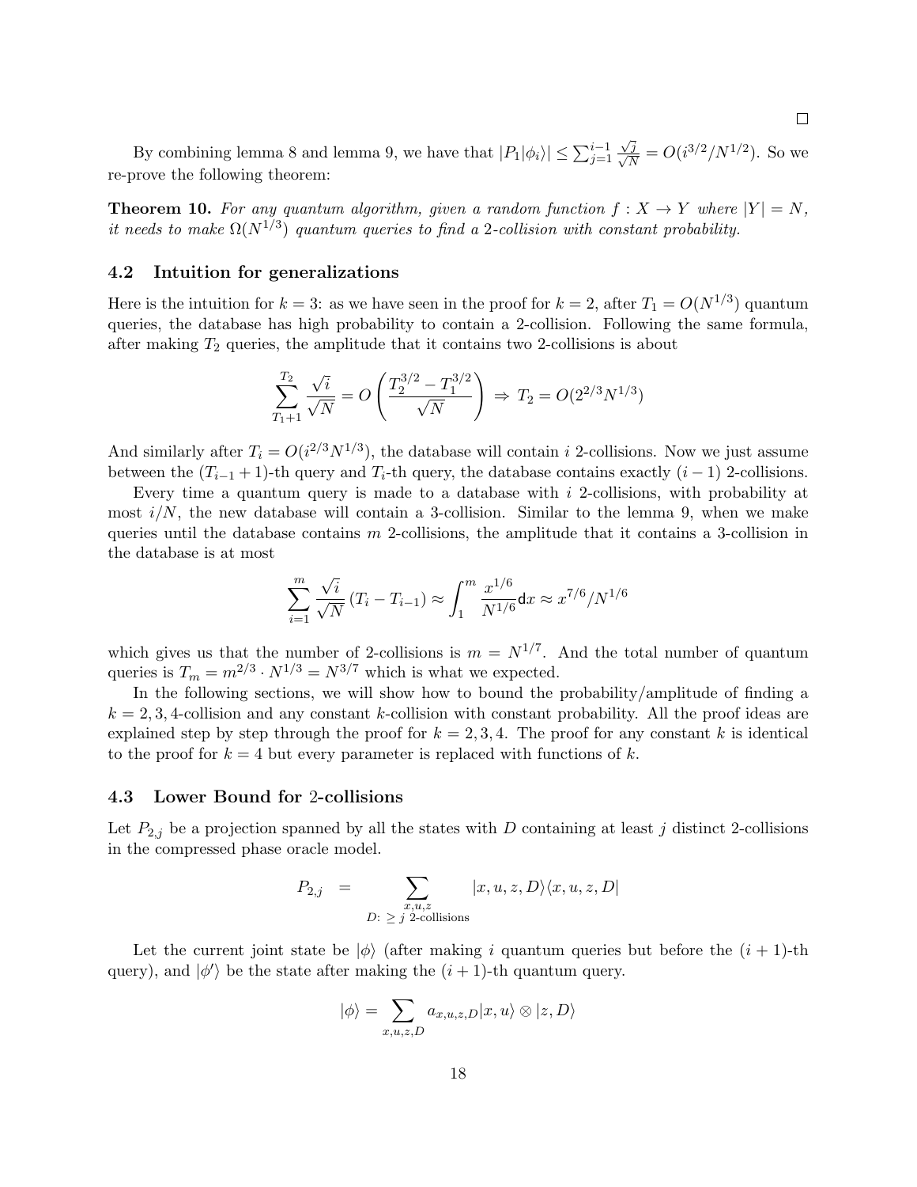□

By combining lemma 8 and lemma 9, we have that $|P_1|\phi_i\rangle| \leq \sum_{j=1}^{i-1} \frac{\sqrt{j}}{\sqrt{N}} = O(i^{3/2}/N^{1/2})$. So we re-prove the following theorem:

**Theorem 10.** *For any quantum algorithm, given a random function $f : X \to Y$ where $|Y| = N$, it needs to make $\Omega(N^{1/3})$ quantum queries to find a 2-collision with constant probability.*

### 4.2 Intuition for generalizations

Here is the intuition for $k = 3$: as we have seen in the proof for $k = 2$, after $T_1 = O(N^{1/3})$ quantum queries, the database has high probability to contain a 2-collision. Following the same formula, after making $T_2$ queries, the amplitude that it contains two 2-collisions is about

$$\sum_{T_1+1}^{T_2} \frac{\sqrt{i}}{\sqrt{N}} = O\left(\frac{T_2^{3/2} - T_1^{3/2}}{\sqrt{N}}\right) \Rightarrow T_2 = O(2^{2/3}N^{1/3})$$

And similarly after $T_i = O(i^{2/3}N^{1/3})$, the database will contain $i$ 2-collisions. Now we just assume between the $(T_{i-1}+1)$-th query and $T_i$-th query, the database contains exactly $(i-1)$ 2-collisions.

Every time a quantum query is made to a database with $i$ 2-collisions, with probability at most $i/N$, the new database will contain a 3-collision. Similar to the lemma 9, when we make queries until the database contains $m$ 2-collisions, the amplitude that it contains a 3-collision in the database is at most

$$\sum_{i=1}^{m} \frac{\sqrt{i}}{\sqrt{N}} (T_i - T_{i-1}) \approx \int_1^m \frac{x^{1/6}}{N^{1/6}} \mathsf{d}x \approx x^{7/6}/N^{1/6}$$

which gives us that the number of 2-collisions is $m = N^{1/7}$. And the total number of quantum queries is $T_m = m^{2/3} \cdot N^{1/3} = N^{3/7}$ which is what we expected.

In the following sections, we will show how to bound the probability/amplitude of finding a $k = 2, 3, 4$-collision and any constant $k$-collision with constant probability. All the proof ideas are explained step by step through the proof for $k = 2, 3, 4$. The proof for any constant $k$ is identical to the proof for $k = 4$ but every parameter is replaced with functions of $k$.

### 4.3 Lower Bound for 2-collisions

Let $P_{2,j}$ be a projection spanned by all the states with $D$ containing at least $j$ distinct 2-collisions in the compressed phase oracle model.

$$P_{2,j} \quad = \sum_{\substack{x,u,z \\ D:\ \geq j \text{ 2-collisions}}} |x, u, z, D\rangle\langle x, u, z, D|$$

Let the current joint state be $|\phi\rangle$ (after making $i$ quantum queries but before the $(i+1)$-th query), and $|\phi'\rangle$ be the state after making the $(i+1)$-th quantum query.

$$|\phi\rangle = \sum_{x,u,z,D} a_{x,u,z,D}|x, u\rangle \otimes |z, D\rangle$$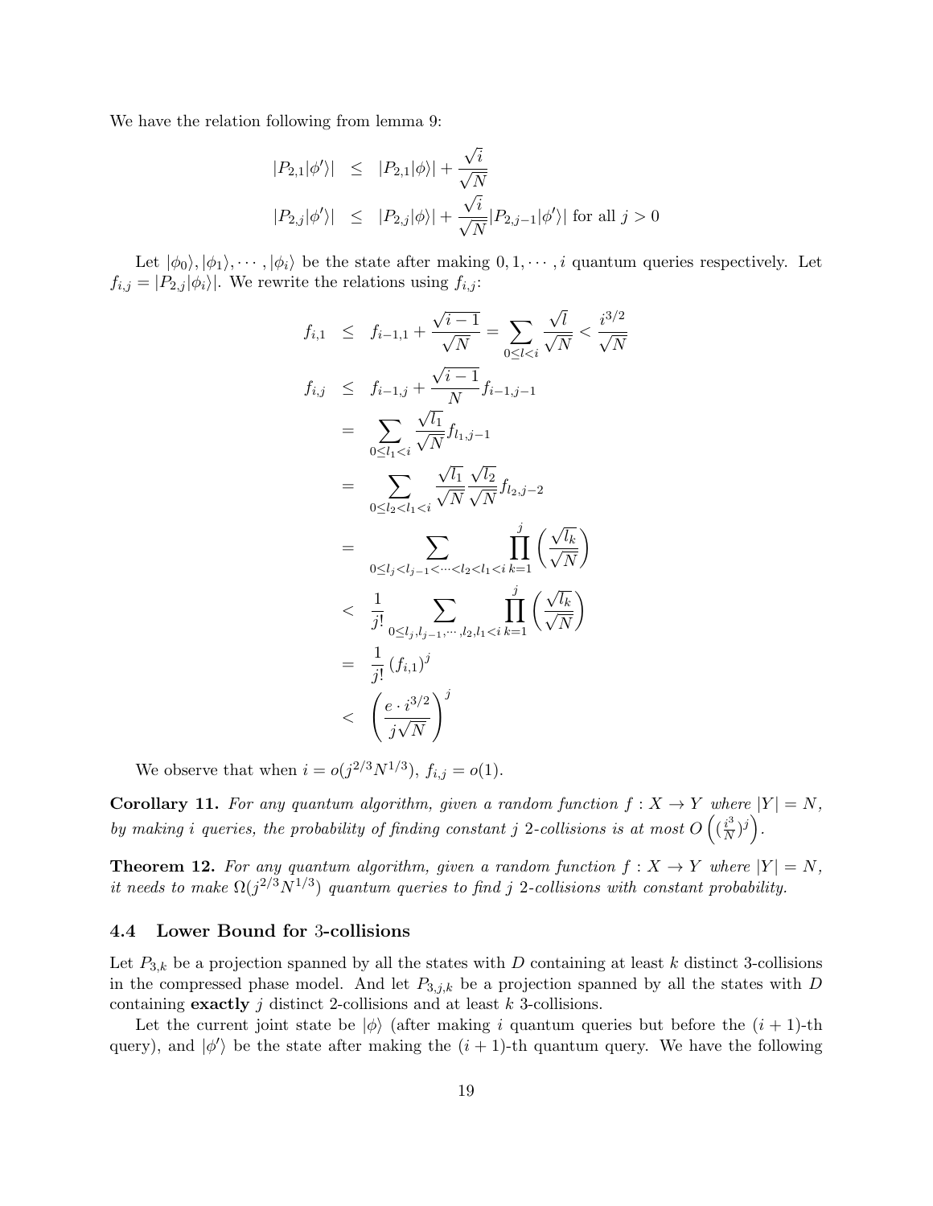We have the relation following from lemma 9:

$$
\begin{aligned}
|P_{2,1}|\phi'\rangle| &\leq |P_{2,1}|\phi\rangle| + \frac{\sqrt{i}}{\sqrt{N}} \\
|P_{2,j}|\phi'\rangle| &\leq |P_{2,j}|\phi\rangle| + \frac{\sqrt{i}}{\sqrt{N}}|P_{2,j-1}|\phi'\rangle| \text{ for all } j > 0
\end{aligned}
$$

Let $|\phi_0\rangle, |\phi_1\rangle, \cdots, |\phi_i\rangle$ be the state after making $0, 1, \cdots, i$ quantum queries respectively. Let $f_{i,j} = |P_{2,j}|\phi_i\rangle|$. We rewrite the relations using $f_{i,j}$:

$$
\begin{aligned}
f_{i,1} &\leq f_{i-1,1} + \frac{\sqrt{i-1}}{\sqrt{N}} = \sum_{0 \leq l < i} \frac{\sqrt{l}}{\sqrt{N}} < \frac{i^{3/2}}{\sqrt{N}} \\
f_{i,j} &\leq f_{i-1,j} + \frac{\sqrt{i-1}}{N} f_{i-1,j-1} \\
&= \sum_{0 \leq l_1 < i} \frac{\sqrt{l_1}}{\sqrt{N}} f_{l_1,j-1} \\
&= \sum_{0 \leq l_2 < l_1 < i} \frac{\sqrt{l_1}}{\sqrt{N}} \frac{\sqrt{l_2}}{\sqrt{N}} f_{l_2,j-2} \\
&= \sum_{0 \leq l_j < l_{j-1} < \cdots < l_2 < l_1 < i} \prod_{k=1}^{j} \left( \frac{\sqrt{l_k}}{\sqrt{N}} \right) \\
&< \frac{1}{j!} \sum_{0 \leq l_j, l_{j-1}, \cdots, l_2, l_1 < i} \prod_{k=1}^{j} \left( \frac{\sqrt{l_k}}{\sqrt{N}} \right) \\
&= \frac{1}{j!} \left( f_{i,1} \right)^j \\
&< \left( \frac{e \cdot i^{3/2}}{j\sqrt{N}} \right)^j
\end{aligned}
$$

We observe that when $i = o(j^{2/3}N^{1/3})$, $f_{i,j} = o(1)$.

**Corollary 11.** *For any quantum algorithm, given a random function $f : X \to Y$ where $|Y| = N$, by making $i$ queries, the probability of finding constant $j$ 2-collisions is at most $O\left( (\frac{i^3}{N})^j \right)$.*

**Theorem 12.** *For any quantum algorithm, given a random function $f : X \to Y$ where $|Y| = N$, it needs to make $\Omega(j^{2/3}N^{1/3})$ quantum queries to find $j$ 2-collisions with constant probability.*

### 4.4 Lower Bound for 3-collisions

Let $P_{3,k}$ be a projection spanned by all the states with $D$ containing at least $k$ distinct 3-collisions in the compressed phase model. And let $P_{3,j,k}$ be a projection spanned by all the states with $D$ containing **exactly** $j$ distinct 2-collisions and at least $k$ 3-collisions.

Let the current joint state be $|\phi\rangle$ (after making $i$ quantum queries but before the $(i+1)$-th query), and $|\phi'\rangle$ be the state after making the $(i+1)$-th quantum query. We have the following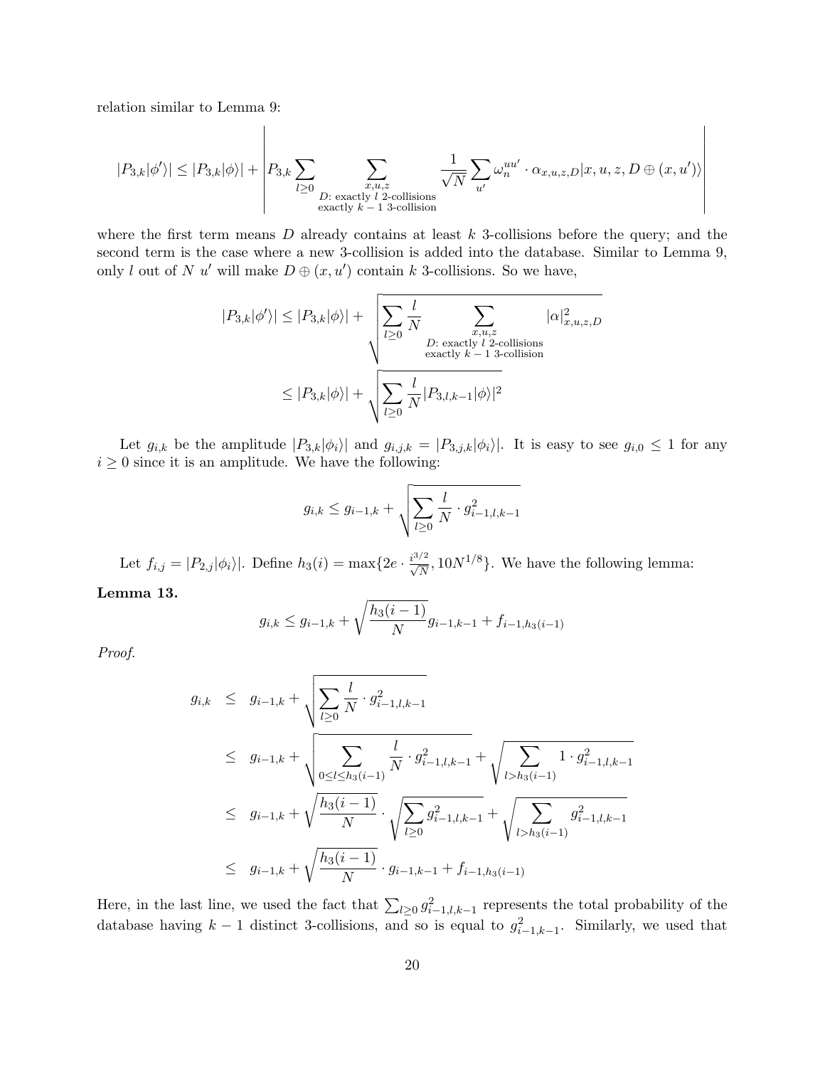relation similar to Lemma 9:

$$|P_{3,k}|\phi'\rangle| \leq |P_{3,k}|\phi\rangle| + \left| P_{3,k} \sum_{l \geq 0} \sum_{\substack{x,u,z \\ D\text{: exactly } l \text{ 2-collisions} \\ \text{exactly } k-1 \text{ 3-collision}}} \frac{1}{\sqrt{N}} \sum_{u'} \omega_n^{uu'} \cdot \alpha_{x,u,z,D} |x, u, z, D \oplus (x, u')\rangle \right|$$

where the first term means $D$ already contains at least $k$ 3-collisions before the query; and the second term is the case where a new 3-collision is added into the database. Similar to Lemma 9, only $l$ out of $N$ $u'$ will make $D \oplus (x, u')$ contain $k$ 3-collisions. So we have,

$$\begin{aligned}
|P_{3,k}|\phi'\rangle| &\leq |P_{3,k}|\phi\rangle| + \sqrt{\sum_{l \geq 0} \frac{l}{N} \sum_{\substack{x,u,z \\ D\text{: exactly } l \text{ 2-collisions} \\ \text{exactly } k-1 \text{ 3-collision}}} |\alpha|^2_{x,u,z,D}} \\
&\leq |P_{3,k}|\phi\rangle| + \sqrt{\sum_{l \geq 0} \frac{l}{N} |P_{3,l,k-1}|\phi\rangle|^2}
\end{aligned}$$

Let $g_{i,k}$ be the amplitude $|P_{3,k}|\phi_i\rangle|$ and $g_{i,j,k} = |P_{3,j,k}|\phi_i\rangle|$. It is easy to see $g_{i,0} \leq 1$ for any $i \geq 0$ since it is an amplitude. We have the following:

$$g_{i,k} \leq g_{i-1,k} + \sqrt{\sum_{l \geq 0} \frac{l}{N} \cdot g^2_{i-1,l,k-1}}$$

Let $f_{i,j} = |P_{2,j}|\phi_i\rangle|$. Define $h_3(i) = \max\{2e \cdot \frac{i^{3/2}}{\sqrt{N}}, 10N^{1/8}\}$. We have the following lemma:

**Lemma 13.**

$$g_{i,k} \leq g_{i-1,k} + \sqrt{\frac{h_3(i-1)}{N}} g_{i-1,k-1} + f_{i-1,h_3(i-1)}$$

*Proof.*

$$\begin{aligned}
g_{i,k} &\leq g_{i-1,k} + \sqrt{\sum_{l \geq 0} \frac{l}{N} \cdot g^2_{i-1,l,k-1}} \\
&\leq g_{i-1,k} + \sqrt{\sum_{0 \leq l \leq h_3(i-1)} \frac{l}{N} \cdot g^2_{i-1,l,k-1}} + \sqrt{\sum_{l > h_3(i-1)} 1 \cdot g^2_{i-1,l,k-1}} \\
&\leq g_{i-1,k} + \sqrt{\frac{h_3(i-1)}{N}} \cdot \sqrt{\sum_{l \geq 0} g^2_{i-1,l,k-1}} + \sqrt{\sum_{l > h_3(i-1)} g^2_{i-1,l,k-1}} \\
&\leq g_{i-1,k} + \sqrt{\frac{h_3(i-1)}{N}} \cdot g_{i-1,k-1} + f_{i-1,h_3(i-1)}
\end{aligned}$$

Here, in the last line, we used the fact that $\sum_{l \geq 0} g^2_{i-1,l,k-1}$ represents the total probability of the database having $k-1$ distinct 3-collisions, and so is equal to $g^2_{i-1,k-1}$. Similarly, we used that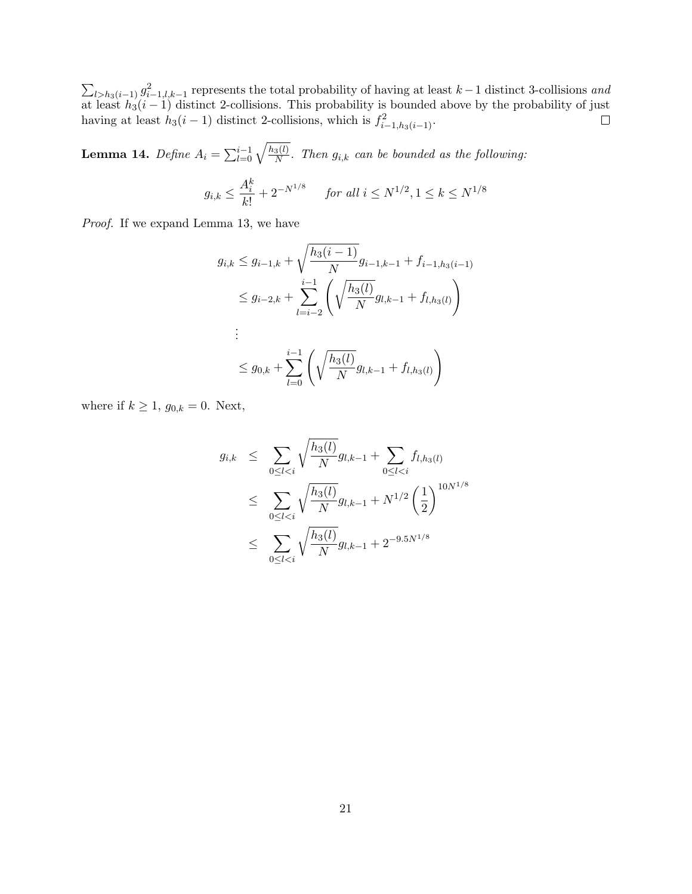$\sum_{l>h_3(i-1)} g_{i-1,l,k-1}^2$ represents the total probability of having at least $k-1$ distinct 3-collisions *and* at least $h_3(i-1)$ distinct 2-collisions. This probability is bounded above by the probability of just having at least $h_3(i-1)$ distinct 2-collisions, which is $f_{i-1,h_3(i-1)}^2$. ◻

**Lemma 14.** *Define $A_i = \sum_{l=0}^{i-1} \sqrt{\frac{h_3(l)}{N}}$. Then $g_{i,k}$ can be bounded as the following:*

$$g_{i,k} \leq \frac{A_i^k}{k!} + 2^{-N^{1/8}} \qquad \text{for all } i \leq N^{1/2}, 1 \leq k \leq N^{1/8}$$

*Proof.* If we expand Lemma 13, we have

$$\begin{aligned}
g_{i,k} &\leq g_{i-1,k} + \sqrt{\frac{h_3(i-1)}{N}} g_{i-1,k-1} + f_{i-1,h_3(i-1)} \\
&\leq g_{i-2,k} + \sum_{l=i-2}^{i-1} \left( \sqrt{\frac{h_3(l)}{N}} g_{l,k-1} + f_{l,h_3(l)} \right) \\
&\vdots \\
&\leq g_{0,k} + \sum_{l=0}^{i-1} \left( \sqrt{\frac{h_3(l)}{N}} g_{l,k-1} + f_{l,h_3(l)} \right)
\end{aligned}$$

where if $k \geq 1$, $g_{0,k} = 0$. Next,

$$\begin{aligned}
g_{i,k} &\leq \sum_{0 \leq l < i} \sqrt{\frac{h_3(l)}{N}} g_{l,k-1} + \sum_{0 \leq l < i} f_{l,h_3(l)} \\
&\leq \sum_{0 \leq l < i} \sqrt{\frac{h_3(l)}{N}} g_{l,k-1} + N^{1/2} \left( \frac{1}{2} \right)^{10N^{1/8}} \\
&\leq \sum_{0 \leq l < i} \sqrt{\frac{h_3(l)}{N}} g_{l,k-1} + 2^{-9.5N^{1/8}}
\end{aligned}$$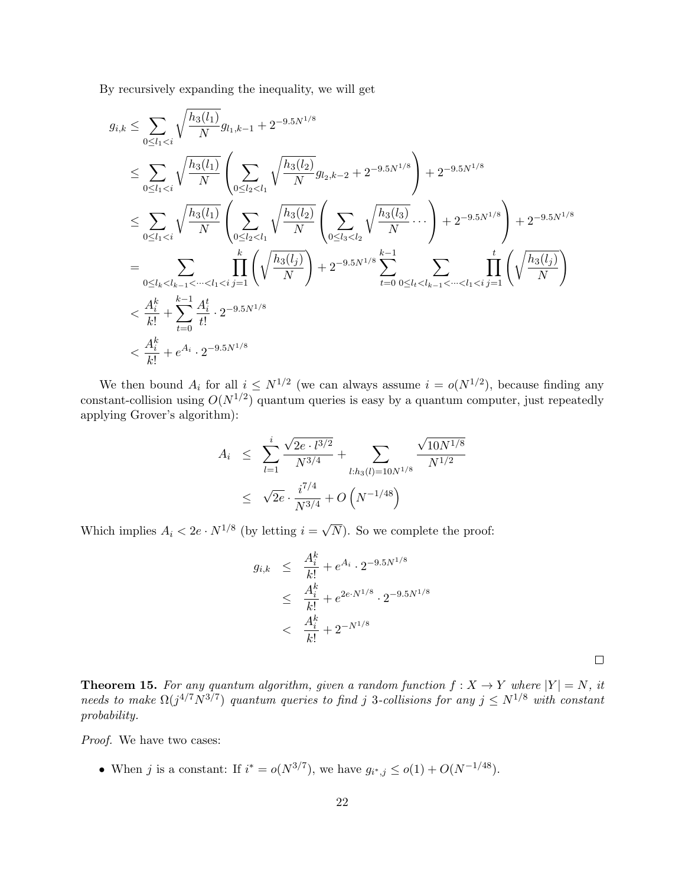By recursively expanding the inequality, we will get

$$
\begin{aligned}
g_{i,k} &\leq \sum_{0 \leq l_1 < i} \sqrt{\frac{h_3(l_1)}{N}} g_{l_1,k-1} + 2^{-9.5N^{1/8}} \\
&\leq \sum_{0 \leq l_1 < i} \sqrt{\frac{h_3(l_1)}{N}} \left( \sum_{0 \leq l_2 < l_1} \sqrt{\frac{h_3(l_2)}{N}} g_{l_2,k-2} + 2^{-9.5N^{1/8}} \right) + 2^{-9.5N^{1/8}} \\
&\leq \sum_{0 \leq l_1 < i} \sqrt{\frac{h_3(l_1)}{N}} \left( \sum_{0 \leq l_2 < l_1} \sqrt{\frac{h_3(l_2)}{N}} \left( \sum_{0 \leq l_3 < l_2} \sqrt{\frac{h_3(l_3)}{N}} \cdots \right) + 2^{-9.5N^{1/8}} \right) + 2^{-9.5N^{1/8}} \\
&= \sum_{0 \leq l_k < l_{k-1} < \cdots < l_1 < i} \prod_{j=1}^{k} \left( \sqrt{\frac{h_3(l_j)}{N}} \right) + 2^{-9.5N^{1/8}} \sum_{t=0}^{k-1} \sum_{0 \leq l_t < l_{k-1} < \cdots < l_1 < i} \prod_{j=1}^{t} \left( \sqrt{\frac{h_3(l_j)}{N}} \right) \\
&< \frac{A_i^k}{k!} + \sum_{t=0}^{k-1} \frac{A_i^t}{t!} \cdot 2^{-9.5N^{1/8}} \\
&< \frac{A_i^k}{k!} + e^{A_i} \cdot 2^{-9.5N^{1/8}}
\end{aligned}
$$

We then bound $A_i$ for all $i \leq N^{1/2}$ (we can always assume $i = o(N^{1/2})$, because finding any constant-collision using $O(N^{1/2})$ quantum queries is easy by a quantum computer, just repeatedly applying Grover's algorithm):

$$
\begin{aligned}
A_i &\leq \sum_{l=1}^{i} \frac{\sqrt{2e \cdot l^{3/2}}}{N^{3/4}} + \sum_{l: h_3(l) = 10N^{1/8}} \frac{\sqrt{10N^{1/8}}}{N^{1/2}} \\
&\leq \sqrt{2e} \cdot \frac{i^{7/4}}{N^{3/4}} + O\left(N^{-1/48}\right)
\end{aligned}
$$

Which implies $A_i < 2e \cdot N^{1/8}$ (by letting $i = \sqrt{N}$). So we complete the proof:

$$
\begin{aligned}
g_{i,k} &\leq \frac{A_i^k}{k!} + e^{A_i} \cdot 2^{-9.5N^{1/8}} \\
&\leq \frac{A_i^k}{k!} + e^{2e \cdot N^{1/8}} \cdot 2^{-9.5N^{1/8}} \\
&< \frac{A_i^k}{k!} + 2^{-N^{1/8}}
\end{aligned}
$$

□

**Theorem 15.** *For any quantum algorithm, given a random function $f : X \to Y$ where $|Y| = N$, it needs to make $\Omega(j^{4/7} N^{3/7})$ quantum queries to find $j$ 3-collisions for any $j \leq N^{1/8}$ with constant probability.*

*Proof.* We have two cases:

- When $j$ is a constant: If $i^* = o(N^{3/7})$, we have $g_{i^*,j} \leq o(1) + O(N^{-1/48})$.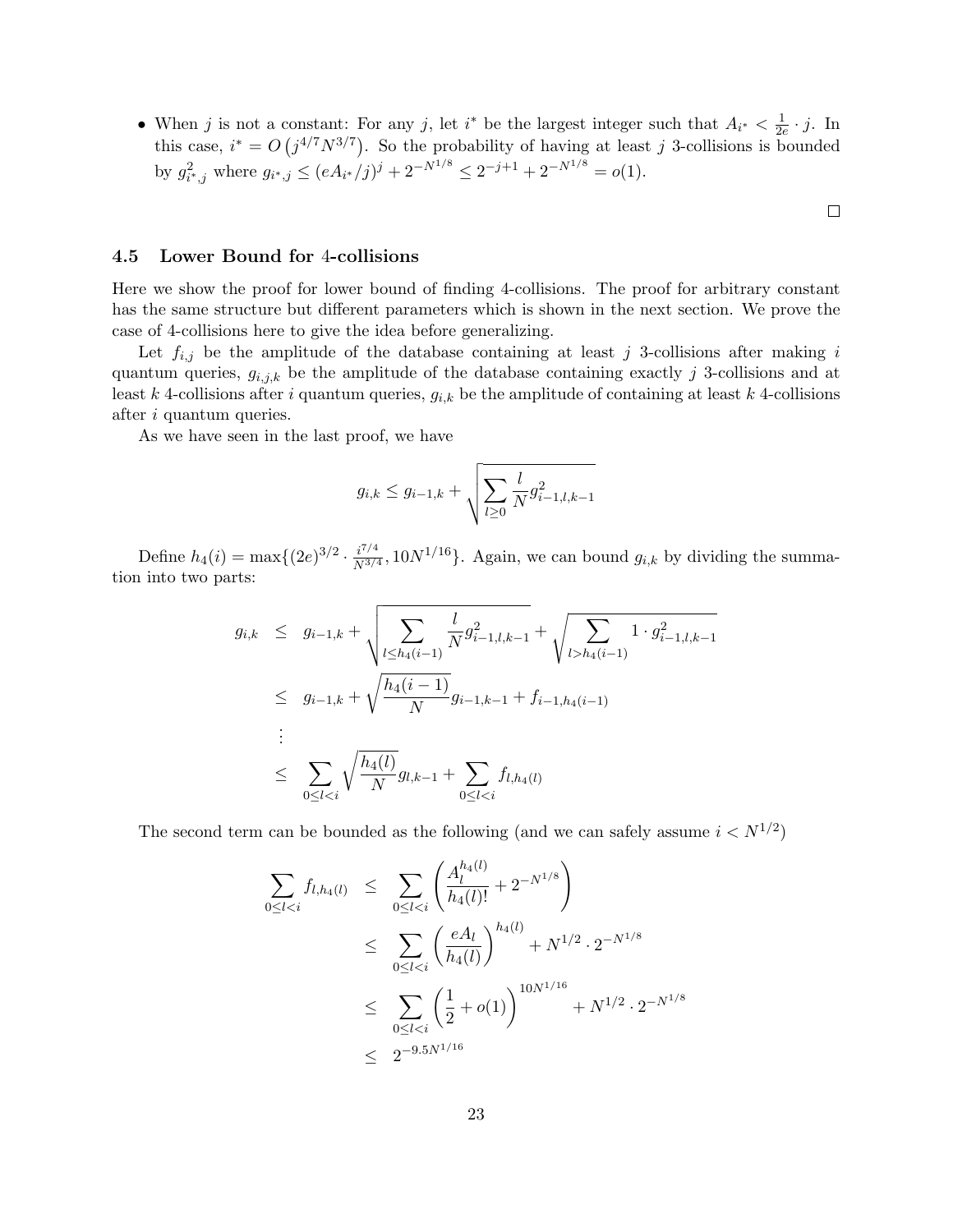- When $j$ is not a constant: For any $j$, let $i^*$ be the largest integer such that $A_{i^*} < \frac{1}{2e} \cdot j$. In this case, $i^* = O\left(j^{4/7} N^{3/7}\right)$. So the probability of having at least $j$ 3-collisions is bounded by $g^2_{i^*,j}$ where $g_{i^*,j} \leq (eA_{i^*}/j)^j + 2^{-N^{1/8}} \leq 2^{-j+1} + 2^{-N^{1/8}} = o(1)$.

$\square$

### 4.5 Lower Bound for 4-collisions

Here we show the proof for lower bound of finding 4-collisions. The proof for arbitrary constant has the same structure but different parameters which is shown in the next section. We prove the case of 4-collisions here to give the idea before generalizing.

Let $f_{i,j}$ be the amplitude of the database containing at least $j$ 3-collisions after making $i$ quantum queries, $g_{i,j,k}$ be the amplitude of the database containing exactly $j$ 3-collisions and at least $k$ 4-collisions after $i$ quantum queries, $g_{i,k}$ be the amplitude of containing at least $k$ 4-collisions after $i$ quantum queries.

As we have seen in the last proof, we have

$$g_{i,k} \leq g_{i-1,k} + \sqrt{\sum_{l \geq 0} \frac{l}{N} g^2_{i-1,l,k-1}}$$

Define $h_4(i) = \max\{(2e)^{3/2} \cdot \frac{i^{7/4}}{N^{3/4}}, 10N^{1/16}\}$. Again, we can bound $g_{i,k}$ by dividing the summation into two parts:

$$\begin{aligned}
g_{i,k} &\leq g_{i-1,k} + \sqrt{\sum_{l \leq h_4(i-1)} \frac{l}{N} g^2_{i-1,l,k-1}} + \sqrt{\sum_{l > h_4(i-1)} 1 \cdot g^2_{i-1,l,k-1}} \\
&\leq g_{i-1,k} + \sqrt{\frac{h_4(i-1)}{N}} g_{i-1,k-1} + f_{i-1,h_4(i-1)} \\
&\vdots \\
&\leq \sum_{0 \leq l < i} \sqrt{\frac{h_4(l)}{N}} g_{l,k-1} + \sum_{0 \leq l < i} f_{l,h_4(l)}
\end{aligned}$$

The second term can be bounded as the following (and we can safely assume $i < N^{1/2}$)

$$\begin{aligned}
\sum_{0 \leq l < i} f_{l,h_4(l)} &\leq \sum_{0 \leq l < i} \left( \frac{A_l^{h_4(l)}}{h_4(l)!} + 2^{-N^{1/8}} \right) \\
&\leq \sum_{0 \leq l < i} \left( \frac{eA_l}{h_4(l)} \right)^{h_4(l)} + N^{1/2} \cdot 2^{-N^{1/8}} \\
&\leq \sum_{0 \leq l < i} \left( \frac{1}{2} + o(1) \right)^{10N^{1/16}} + N^{1/2} \cdot 2^{-N^{1/8}} \\
&\leq 2^{-9.5N^{1/16}}
\end{aligned}$$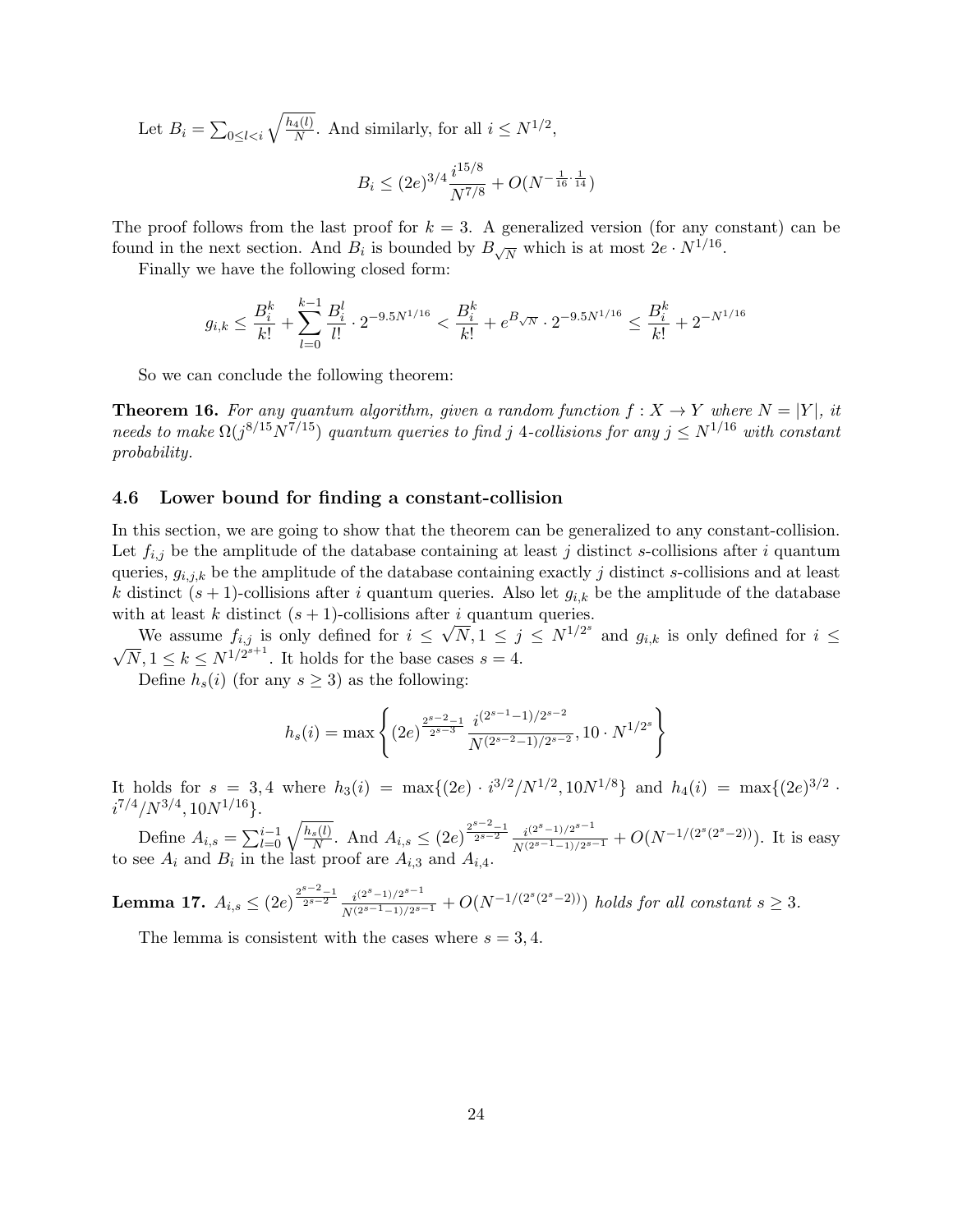Let $B_i = \sum_{0 \le l < i} \sqrt{\frac{h_4(l)}{N}}$. And similarly, for all $i \le N^{1/2}$,

$$B_i \le (2e)^{3/4} \frac{i^{15/8}}{N^{7/8}} + O(N^{-\frac{1}{16} \cdot \frac{1}{14}})$$

The proof follows from the last proof for $k = 3$. A generalized version (for any constant) can be found in the next section. And $B_i$ is bounded by $B_{\sqrt{N}}$ which is at most $2e \cdot N^{1/16}$.

Finally we have the following closed form:

$$g_{i,k} \le \frac{B_i^k}{k!} + \sum_{l=0}^{k-1} \frac{B_i^l}{l!} \cdot 2^{-9.5N^{1/16}} < \frac{B_i^k}{k!} + e^{B_{\sqrt{N}}} \cdot 2^{-9.5N^{1/16}} \le \frac{B_i^k}{k!} + 2^{-N^{1/16}}$$

So we can conclude the following theorem:

**Theorem 16.** *For any quantum algorithm, given a random function $f : X \to Y$ where $N = |Y|$, it needs to make $\Omega(j^{8/15} N^{7/15})$ quantum queries to find $j$ 4-collisions for any $j \le N^{1/16}$ with constant probability.*

### 4.6 Lower bound for finding a constant-collision

In this section, we are going to show that the theorem can be generalized to any constant-collision. Let $f_{i,j}$ be the amplitude of the database containing at least $j$ distinct $s$-collisions after $i$ quantum queries, $g_{i,j,k}$ be the amplitude of the database containing exactly $j$ distinct $s$-collisions and at least $k$ distinct $(s+1)$-collisions after $i$ quantum queries. Also let $g_{i,k}$ be the amplitude of the database with at least $k$ distinct $(s+1)$-collisions after $i$ quantum queries.

We assume $f_{i,j}$ is only defined for $i \le \sqrt{N}, 1 \le j \le N^{1/2^s}$ and $g_{i,k}$ is only defined for $i \le \sqrt{N}, 1 \le k \le N^{1/2^{s+1}}$. It holds for the base cases $s = 4$.

Define $h_s(i)$ (for any $s \ge 3$) as the following:

$$h_s(i) = \max\left\{ (2e)^{\frac{2^{s-2}-1}{2^{s-3}}} \frac{i^{(2^{s-1}-1)/2^{s-2}}}{N^{(2^{s-2}-1)/2^{s-2}}}, 10 \cdot N^{1/2^s} \right\}$$

It holds for $s = 3, 4$ where $h_3(i) = \max\{(2e) \cdot i^{3/2}/N^{1/2}, 10N^{1/8}\}$ and $h_4(i) = \max\{(2e)^{3/2} \cdot i^{7/4}/N^{3/4}, 10N^{1/16}\}$.

Define $A_{i,s} = \sum_{l=0}^{i-1} \sqrt{\frac{h_s(l)}{N}}$. And $A_{i,s} \le (2e)^{\frac{2^{s-2}-1}{2^{s-2}}} \frac{i^{(2^s-1)/2^{s-1}}}{N^{(2^{s-1}-1)/2^{s-1}}} + O(N^{-1/(2^s(2^s-2))})$. It is easy to see $A_i$ and $B_i$ in the last proof are $A_{i,3}$ and $A_{i,4}$.

**Lemma 17.** $A_{i,s} \le (2e)^{\frac{2^{s-2}-1}{2^{s-2}}} \frac{i^{(2^s-1)/2^{s-1}}}{N^{(2^{s-1}-1)/2^{s-1}}} + O(N^{-1/(2^s(2^s-2))})$ *holds for all constant $s \ge 3$.*

The lemma is consistent with the cases where $s = 3, 4$.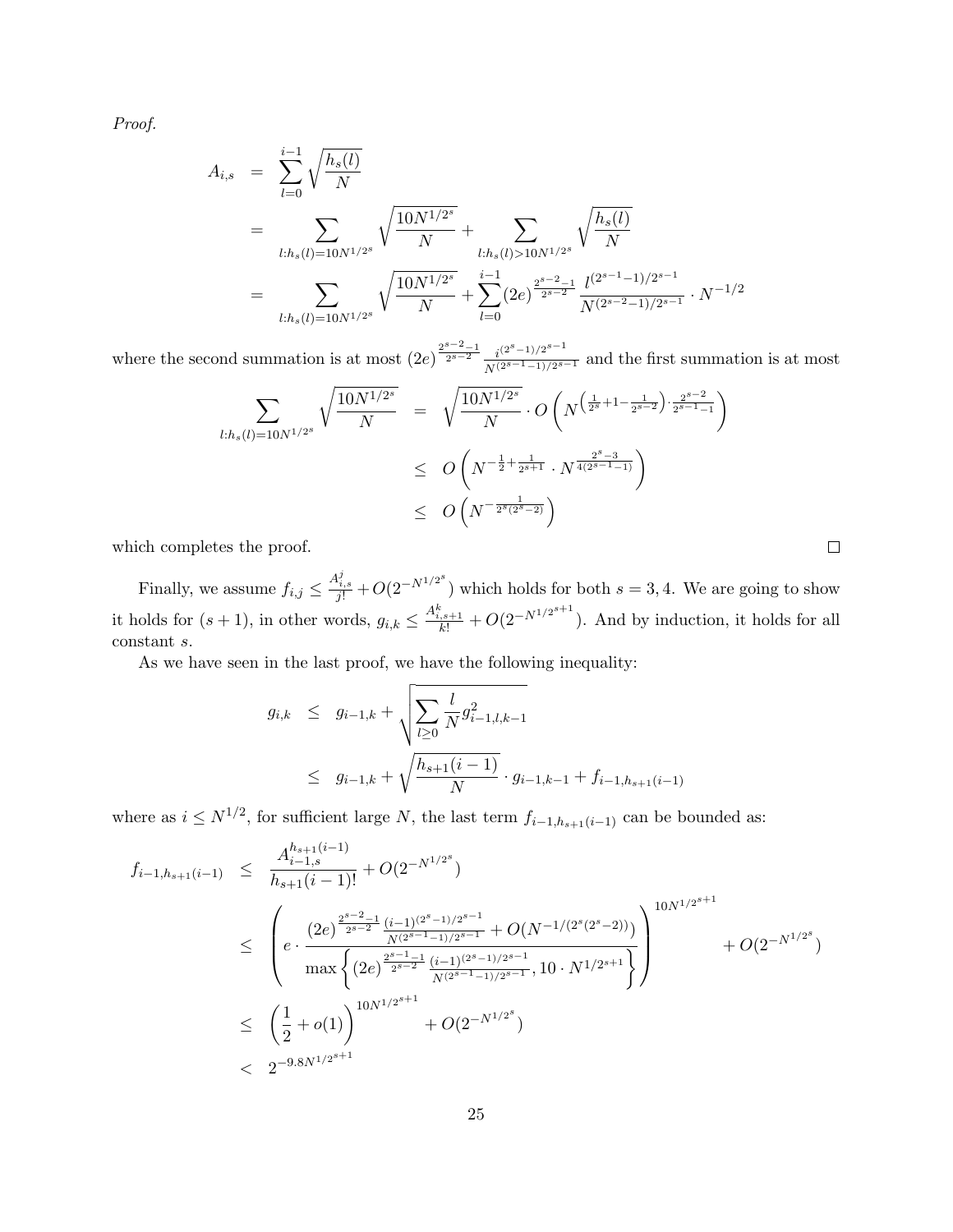*Proof.*

$$
\begin{aligned}
A_{i,s} &= \sum_{l=0}^{i-1} \sqrt{\frac{h_s(l)}{N}} \\
&= \sum_{l:h_s(l)=10N^{1/2^s}} \sqrt{\frac{10N^{1/2^s}}{N}} + \sum_{l:h_s(l)>10N^{1/2^s}} \sqrt{\frac{h_s(l)}{N}} \\
&= \sum_{l:h_s(l)=10N^{1/2^s}} \sqrt{\frac{10N^{1/2^s}}{N}} + \sum_{l=0}^{i-1} (2e)^{\frac{2^{s-2}-1}{2^{s-2}}} \frac{l^{(2^{s-1}-1)/2^{s-1}}}{N^{(2^{s-2}-1)/2^{s-1}}} \cdot N^{-1/2}
\end{aligned}
$$

where the second summation is at most $(2e)^{\frac{2^{s-2}-1}{2^{s-2}}} \frac{i^{(2^s-1)/2^{s-1}}}{N^{(2^{s-1}-1)/2^{s-1}}}$ and the first summation is at most

$$
\begin{aligned}
\sum_{l:h_s(l)=10N^{1/2^s}} \sqrt{\frac{10N^{1/2^s}}{N}} &= \sqrt{\frac{10N^{1/2^s}}{N}} \cdot O\left(N^{\left(\frac{1}{2^s}+1-\frac{1}{2^{s-2}}\right)\cdot\frac{2^{s-2}}{2^{s-1}-1}}\right) \\
&\leq O\left(N^{-\frac{1}{2}+\frac{1}{2^{s+1}}} \cdot N^{\frac{2^s-3}{4(2^{s-1}-1)}}\right) \\
&\leq O\left(N^{-\frac{1}{2^s(2^s-2)}}\right)
\end{aligned}
$$

which completes the proof. ∎

Finally, we assume $f_{i,j} \leq \frac{A_{i,s}^j}{j!} + O(2^{-N^{1/2^s}})$ which holds for both $s = 3, 4$. We are going to show it holds for $(s+1)$, in other words, $g_{i,k} \leq \frac{A_{i,s+1}^k}{k!} + O(2^{-N^{1/2^{s+1}}})$. And by induction, it holds for all constant $s$.

As we have seen in the last proof, we have the following inequality:

$$
\begin{aligned}
g_{i,k} &\leq g_{i-1,k} + \sqrt{\sum_{l\geq 0} \frac{l}{N} g_{i-1,l,k-1}^2} \\
&\leq g_{i-1,k} + \sqrt{\frac{h_{s+1}(i-1)}{N}} \cdot g_{i-1,k-1} + f_{i-1,h_{s+1}(i-1)}
\end{aligned}
$$

where as $i \leq N^{1/2}$, for sufficient large $N$, the last term $f_{i-1,h_{s+1}(i-1)}$ can be bounded as:

$$
\begin{aligned}
f_{i-1,h_{s+1}(i-1)} &\leq \frac{A_{i-1,s}^{h_{s+1}(i-1)}}{h_{s+1}(i-1)!} + O(2^{-N^{1/2^s}}) \\
&\leq \left( e \cdot \frac{(2e)^{\frac{2^{s-2}-1}{2^{s-2}}} \frac{(i-1)^{(2^s-1)/2^{s-1}}}{N^{(2^{s-1}-1)/2^{s-1}}} + O(N^{-1/(2^s(2^s-2))})}{\max\left\{ (2e)^{\frac{2^{s-1}-1}{2^{s-2}}} \frac{(i-1)^{(2^s-1)/2^{s-1}}}{N^{(2^{s-1}-1)/2^{s-1}}}, 10 \cdot N^{1/2^{s+1}} \right\}} \right)^{10N^{1/2^{s+1}}} + O(2^{-N^{1/2^s}}) \\
&\leq \left(\frac{1}{2} + o(1)\right)^{10N^{1/2^{s+1}}} + O(2^{-N^{1/2^s}}) \\
&< 2^{-9.8N^{1/2^{s+1}}}
\end{aligned}
$$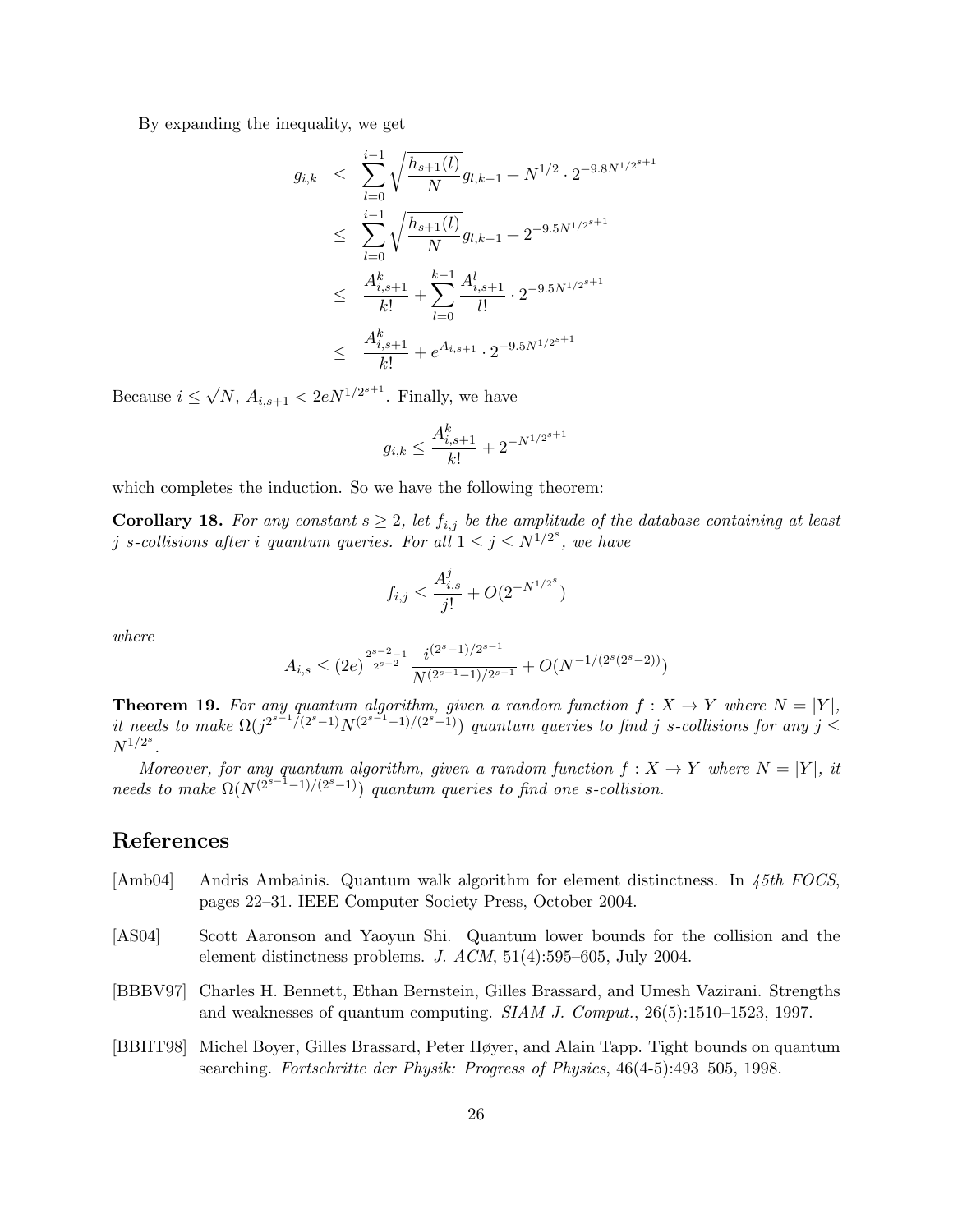By expanding the inequality, we get

$$
\begin{aligned}
g_{i,k} &\leq \sum_{l=0}^{i-1} \sqrt{\frac{h_{s+1}(l)}{N}} g_{l,k-1} + N^{1/2} \cdot 2^{-9.8N^{1/2^{s+1}}} \\
&\leq \sum_{l=0}^{i-1} \sqrt{\frac{h_{s+1}(l)}{N}} g_{l,k-1} + 2^{-9.5N^{1/2^{s+1}}} \\
&\leq \frac{A_{i,s+1}^k}{k!} + \sum_{l=0}^{k-1} \frac{A_{i,s+1}^l}{l!} \cdot 2^{-9.5N^{1/2^{s+1}}} \\
&\leq \frac{A_{i,s+1}^k}{k!} + e^{A_{i,s+1}} \cdot 2^{-9.5N^{1/2^{s+1}}}
\end{aligned}
$$

Because $i \leq \sqrt{N}$, $A_{i,s+1} < 2eN^{1/2^{s+1}}$. Finally, we have

$$
g_{i,k} \leq \frac{A_{i,s+1}^k}{k!} + 2^{-N^{1/2^{s+1}}}
$$

which completes the induction. So we have the following theorem:

**Corollary 18.** *For any constant $s \geq 2$, let $f_{i,j}$ be the amplitude of the database containing at least $j$ s-collisions after $i$ quantum queries. For all $1 \leq j \leq N^{1/2^s}$, we have*

$$
f_{i,j} \leq \frac{A_{i,s}^j}{j!} + O(2^{-N^{1/2^s}})
$$

*where*

$$
A_{i,s} \leq (2e)^{\frac{2^{s-2}-1}{2^{s-2}}} \frac{i^{(2^s-1)/2^{s-1}}}{N^{(2^{s-1}-1)/2^{s-1}}} + O(N^{-1/(2^s(2^s-2))})
$$

**Theorem 19.** *For any quantum algorithm, given a random function $f : X \to Y$ where $N = |Y|$, it needs to make $\Omega(j^{2^{s-1}/(2^s-1)} N^{(2^{s-1}-1)/(2^s-1)})$ quantum queries to find $j$ s-collisions for any $j \leq N^{1/2^s}$.*

*Moreover, for any quantum algorithm, given a random function $f : X \to Y$ where $N = |Y|$, it needs to make $\Omega(N^{(2^{s-1}-1)/(2^s-1)})$ quantum queries to find one s-collision.*

## References

[Amb04] Andris Ambainis. Quantum walk algorithm for element distinctness. In *45th FOCS*, pages 22–31. IEEE Computer Society Press, October 2004.

[AS04] Scott Aaronson and Yaoyun Shi. Quantum lower bounds for the collision and the element distinctness problems. *J. ACM*, 51(4):595–605, July 2004.

[BBBV97] Charles H. Bennett, Ethan Bernstein, Gilles Brassard, and Umesh Vazirani. Strengths and weaknesses of quantum computing. *SIAM J. Comput.*, 26(5):1510–1523, 1997.

[BBHT98] Michel Boyer, Gilles Brassard, Peter Høyer, and Alain Tapp. Tight bounds on quantum searching. *Fortschritte der Physik: Progress of Physics*, 46(4-5):493–505, 1998.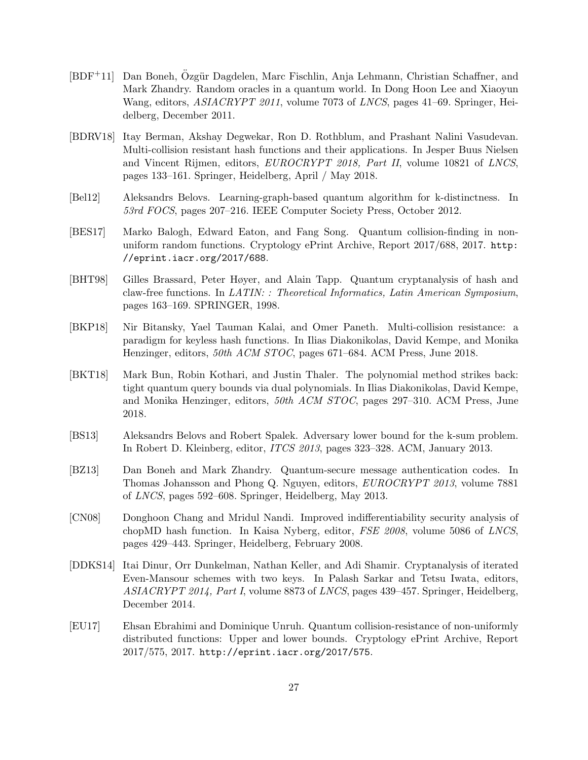[BDF+11] Dan Boneh, Özgür Dagdelen, Marc Fischlin, Anja Lehmann, Christian Schaffner, and Mark Zhandry. Random oracles in a quantum world. In Dong Hoon Lee and Xiaoyun Wang, editors, *ASIACRYPT 2011*, volume 7073 of *LNCS*, pages 41–69. Springer, Heidelberg, December 2011.

[BDRV18] Itay Berman, Akshay Degwekar, Ron D. Rothblum, and Prashant Nalini Vasudevan. Multi-collision resistant hash functions and their applications. In Jesper Buus Nielsen and Vincent Rijmen, editors, *EUROCRYPT 2018, Part II*, volume 10821 of *LNCS*, pages 133–161. Springer, Heidelberg, April / May 2018.

[Bel12] Aleksandrs Belovs. Learning-graph-based quantum algorithm for k-distinctness. In *53rd FOCS*, pages 207–216. IEEE Computer Society Press, October 2012.

[BES17] Marko Balogh, Edward Eaton, and Fang Song. Quantum collision-finding in non-uniform random functions. Cryptology ePrint Archive, Report 2017/688, 2017. `http://eprint.iacr.org/2017/688`.

[BHT98] Gilles Brassard, Peter Høyer, and Alain Tapp. Quantum cryptanalysis of hash and claw-free functions. In *LATIN: : Theoretical Informatics, Latin American Symposium*, pages 163–169. SPRINGER, 1998.

[BKP18] Nir Bitansky, Yael Tauman Kalai, and Omer Paneth. Multi-collision resistance: a paradigm for keyless hash functions. In Ilias Diakonikolas, David Kempe, and Monika Henzinger, editors, *50th ACM STOC*, pages 671–684. ACM Press, June 2018.

[BKT18] Mark Bun, Robin Kothari, and Justin Thaler. The polynomial method strikes back: tight quantum query bounds via dual polynomials. In Ilias Diakonikolas, David Kempe, and Monika Henzinger, editors, *50th ACM STOC*, pages 297–310. ACM Press, June 2018.

[BS13] Aleksandrs Belovs and Robert Spalek. Adversary lower bound for the k-sum problem. In Robert D. Kleinberg, editor, *ITCS 2013*, pages 323–328. ACM, January 2013.

[BZ13] Dan Boneh and Mark Zhandry. Quantum-secure message authentication codes. In Thomas Johansson and Phong Q. Nguyen, editors, *EUROCRYPT 2013*, volume 7881 of *LNCS*, pages 592–608. Springer, Heidelberg, May 2013.

[CN08] Donghoon Chang and Mridul Nandi. Improved indifferentiability security analysis of chopMD hash function. In Kaisa Nyberg, editor, *FSE 2008*, volume 5086 of *LNCS*, pages 429–443. Springer, Heidelberg, February 2008.

[DDKS14] Itai Dinur, Orr Dunkelman, Nathan Keller, and Adi Shamir. Cryptanalysis of iterated Even-Mansour schemes with two keys. In Palash Sarkar and Tetsu Iwata, editors, *ASIACRYPT 2014, Part I*, volume 8873 of *LNCS*, pages 439–457. Springer, Heidelberg, December 2014.

[EU17] Ehsan Ebrahimi and Dominique Unruh. Quantum collision-resistance of non-uniformly distributed functions: Upper and lower bounds. Cryptology ePrint Archive, Report 2017/575, 2017. `http://eprint.iacr.org/2017/575`.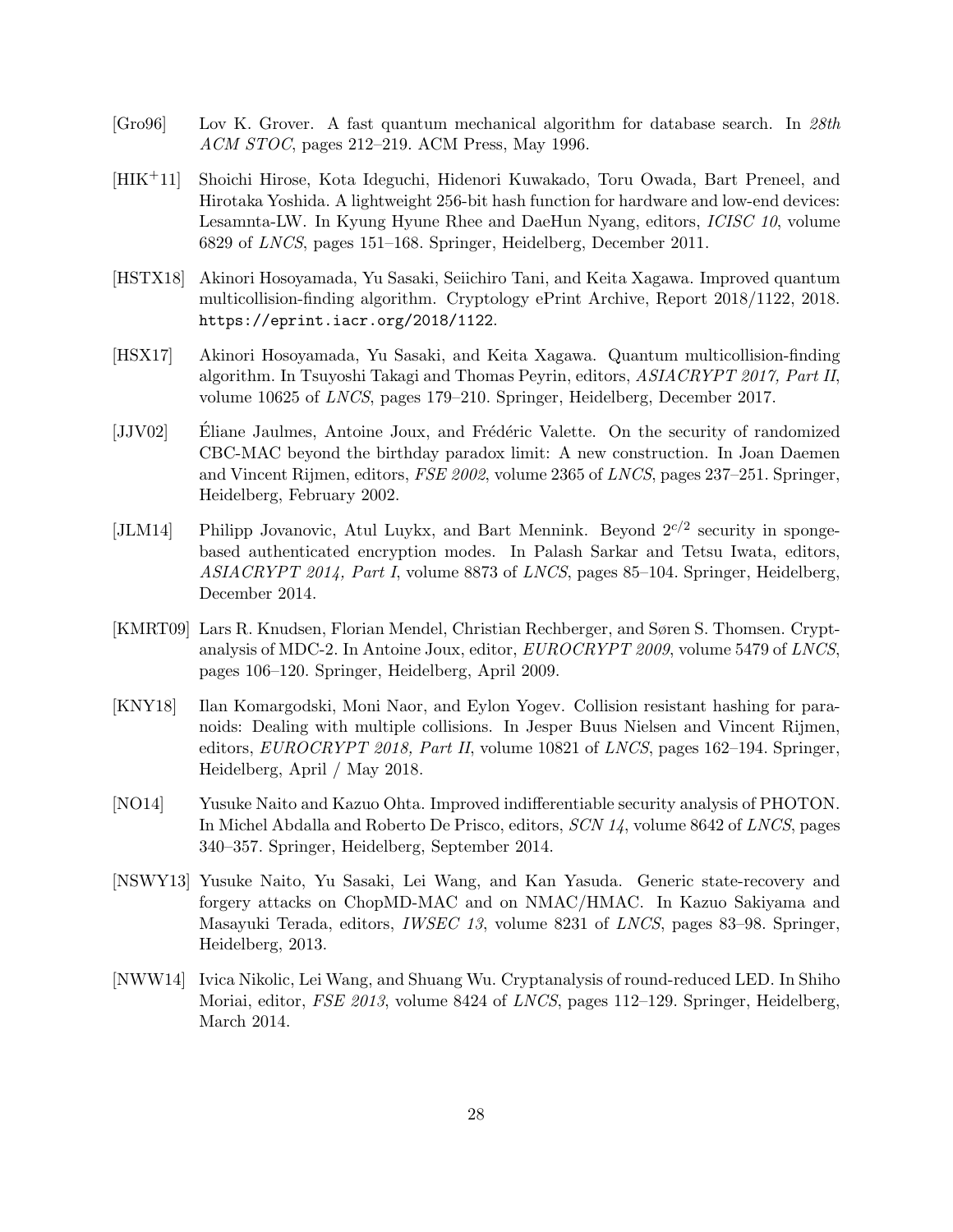[Gro96] Lov K. Grover. A fast quantum mechanical algorithm for database search. In *28th ACM STOC*, pages 212–219. ACM Press, May 1996.

[HIK$^+$11] Shoichi Hirose, Kota Ideguchi, Hidenori Kuwakado, Toru Owada, Bart Preneel, and Hirotaka Yoshida. A lightweight 256-bit hash function for hardware and low-end devices: Lesamnta-LW. In Kyung Hyune Rhee and DaeHun Nyang, editors, *ICISC 10*, volume 6829 of *LNCS*, pages 151–168. Springer, Heidelberg, December 2011.

[HSTX18] Akinori Hosoyamada, Yu Sasaki, Seiichiro Tani, and Keita Xagawa. Improved quantum multicollision-finding algorithm. Cryptology ePrint Archive, Report 2018/1122, 2018. `https://eprint.iacr.org/2018/1122`.

[HSX17] Akinori Hosoyamada, Yu Sasaki, and Keita Xagawa. Quantum multicollision-finding algorithm. In Tsuyoshi Takagi and Thomas Peyrin, editors, *ASIACRYPT 2017, Part II*, volume 10625 of *LNCS*, pages 179–210. Springer, Heidelberg, December 2017.

[JJV02] Éliane Jaulmes, Antoine Joux, and Frédéric Valette. On the security of randomized CBC-MAC beyond the birthday paradox limit: A new construction. In Joan Daemen and Vincent Rijmen, editors, *FSE 2002*, volume 2365 of *LNCS*, pages 237–251. Springer, Heidelberg, February 2002.

[JLM14] Philipp Jovanovic, Atul Luykx, and Bart Mennink. Beyond $2^{c/2}$ security in sponge-based authenticated encryption modes. In Palash Sarkar and Tetsu Iwata, editors, *ASIACRYPT 2014, Part I*, volume 8873 of *LNCS*, pages 85–104. Springer, Heidelberg, December 2014.

[KMRT09] Lars R. Knudsen, Florian Mendel, Christian Rechberger, and Søren S. Thomsen. Cryptanalysis of MDC-2. In Antoine Joux, editor, *EUROCRYPT 2009*, volume 5479 of *LNCS*, pages 106–120. Springer, Heidelberg, April 2009.

[KNY18] Ilan Komargodski, Moni Naor, and Eylon Yogev. Collision resistant hashing for paranoids: Dealing with multiple collisions. In Jesper Buus Nielsen and Vincent Rijmen, editors, *EUROCRYPT 2018, Part II*, volume 10821 of *LNCS*, pages 162–194. Springer, Heidelberg, April / May 2018.

[NO14] Yusuke Naito and Kazuo Ohta. Improved indifferentiable security analysis of PHOTON. In Michel Abdalla and Roberto De Prisco, editors, *SCN 14*, volume 8642 of *LNCS*, pages 340–357. Springer, Heidelberg, September 2014.

[NSWY13] Yusuke Naito, Yu Sasaki, Lei Wang, and Kan Yasuda. Generic state-recovery and forgery attacks on ChopMD-MAC and on NMAC/HMAC. In Kazuo Sakiyama and Masayuki Terada, editors, *IWSEC 13*, volume 8231 of *LNCS*, pages 83–98. Springer, Heidelberg, 2013.

[NWW14] Ivica Nikolic, Lei Wang, and Shuang Wu. Cryptanalysis of round-reduced LED. In Shiho Moriai, editor, *FSE 2013*, volume 8424 of *LNCS*, pages 112–129. Springer, Heidelberg, March 2014.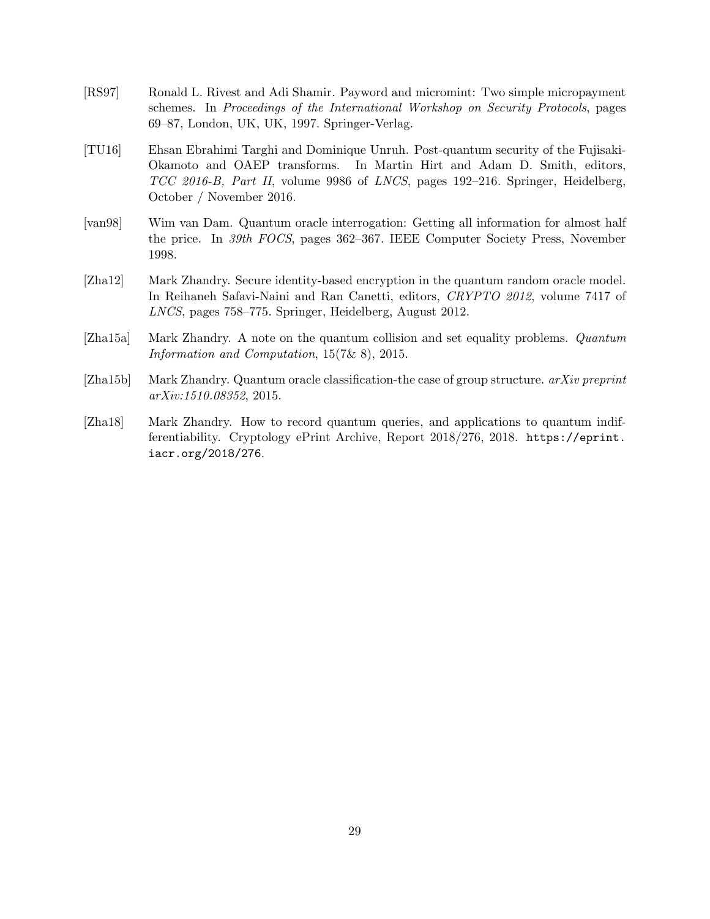[RS97] Ronald L. Rivest and Adi Shamir. Payword and micromint: Two simple micropayment schemes. In *Proceedings of the International Workshop on Security Protocols*, pages 69–87, London, UK, UK, 1997. Springer-Verlag.

[TU16] Ehsan Ebrahimi Targhi and Dominique Unruh. Post-quantum security of the Fujisaki-Okamoto and OAEP transforms. In Martin Hirt and Adam D. Smith, editors, *TCC 2016-B, Part II*, volume 9986 of *LNCS*, pages 192–216. Springer, Heidelberg, October / November 2016.

[van98] Wim van Dam. Quantum oracle interrogation: Getting all information for almost half the price. In *39th FOCS*, pages 362–367. IEEE Computer Society Press, November 1998.

[Zha12] Mark Zhandry. Secure identity-based encryption in the quantum random oracle model. In Reihaneh Safavi-Naini and Ran Canetti, editors, *CRYPTO 2012*, volume 7417 of *LNCS*, pages 758–775. Springer, Heidelberg, August 2012.

[Zha15a] Mark Zhandry. A note on the quantum collision and set equality problems. *Quantum Information and Computation*, 15(7& 8), 2015.

[Zha15b] Mark Zhandry. Quantum oracle classification-the case of group structure. *arXiv preprint arXiv:1510.08352*, 2015.

[Zha18] Mark Zhandry. How to record quantum queries, and applications to quantum indifferentiability. Cryptology ePrint Archive, Report 2018/276, 2018. `https://eprint.iacr.org/2018/276`.